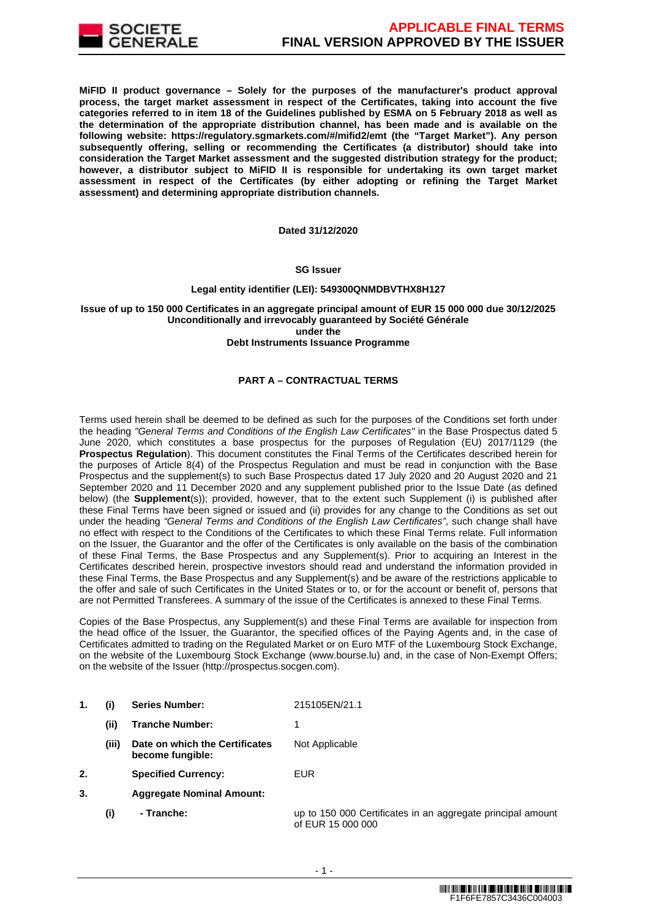**MiFID II product governance – Solely for the purposes of the manufacturer's product approval process, the target market assessment in respect of the Certificates, taking into account the five categories referred to in item 18 of the Guidelines published by ESMA on 5 February 2018 as well as the determination of the appropriate distribution channel, has been made and is available on the following website: https://regulatory.sgmarkets.com/#/mifid2/emt (the "Target Market"). Any person subsequently offering, selling or recommending the Certificates (a distributor) should take into consideration the Target Market assessment and the suggested distribution strategy for the product; however, a distributor subject to MiFID II is responsible for undertaking its own target market assessment in respect of the Certificates (by either adopting or refining the Target Market assessment) and determining appropriate distribution channels.**

**Dated 31/12/2020**

**SG Issuer**

**Legal entity identifier (LEI): 549300QNMDBVTHX8H127**

**Issue of up to 150 000 Certificates in an aggregate principal amount of EUR 15 000 000 due 30/12/2025**
**Unconditionally and irrevocably guaranteed by Société Générale**
**under the**
**Debt Instruments Issuance Programme**

## PART A – CONTRACTUAL TERMS

Terms used herein shall be deemed to be defined as such for the purposes of the Conditions set forth under the heading *"General Terms and Conditions of the English Law Certificates"* in the Base Prospectus dated 5 June 2020, which constitutes a base prospectus for the purposes of Regulation (EU) 2017/1129 (the **Prospectus Regulation**). This document constitutes the Final Terms of the Certificates described herein for the purposes of Article 8(4) of the Prospectus Regulation and must be read in conjunction with the Base Prospectus and the supplement(s) to such Base Prospectus dated 17 July 2020 and 20 August 2020 and 21 September 2020 and 11 December 2020 and any supplement published prior to the Issue Date (as defined below) (the **Supplement**(s)); provided, however, that to the extent such Supplement (i) is published after these Final Terms have been signed or issued and (ii) provides for any change to the Conditions as set out under the heading *"General Terms and Conditions of the English Law Certificates"*, such change shall have no effect with respect to the Conditions of the Certificates to which these Final Terms relate. Full information on the Issuer, the Guarantor and the offer of the Certificates is only available on the basis of the combination of these Final Terms, the Base Prospectus and any Supplement(s). Prior to acquiring an Interest in the Certificates described herein, prospective investors should read and understand the information provided in these Final Terms, the Base Prospectus and any Supplement(s) and be aware of the restrictions applicable to the offer and sale of such Certificates in the United States or to, or for the account or benefit of, persons that are not Permitted Transferees. A summary of the issue of the Certificates is annexed to these Final Terms.

Copies of the Base Prospectus, any Supplement(s) and these Final Terms are available for inspection from the head office of the Issuer, the Guarantor, the specified offices of the Paying Agents and, in the case of Certificates admitted to trading on the Regulated Market or on Euro MTF of the Luxembourg Stock Exchange, on the website of the Luxembourg Stock Exchange (www.bourse.lu) and, in the case of Non-Exempt Offers; on the website of the Issuer (http://prospectus.socgen.com).

| | | | |
|---|---|---|---|
| **1.** | **(i)** | **Series Number:** | 215105EN/21.1 |
| | **(ii)** | **Tranche Number:** | 1 |
| | **(iii)** | **Date on which the Certificates become fungible:** | Not Applicable |
| **2.** | | **Specified Currency:** | EUR |
| **3.** | | **Aggregate Nominal Amount:** | |
| | **(i)** | **- Tranche:** | up to 150 000 Certificates in an aggregate principal amount of EUR 15 000 000 |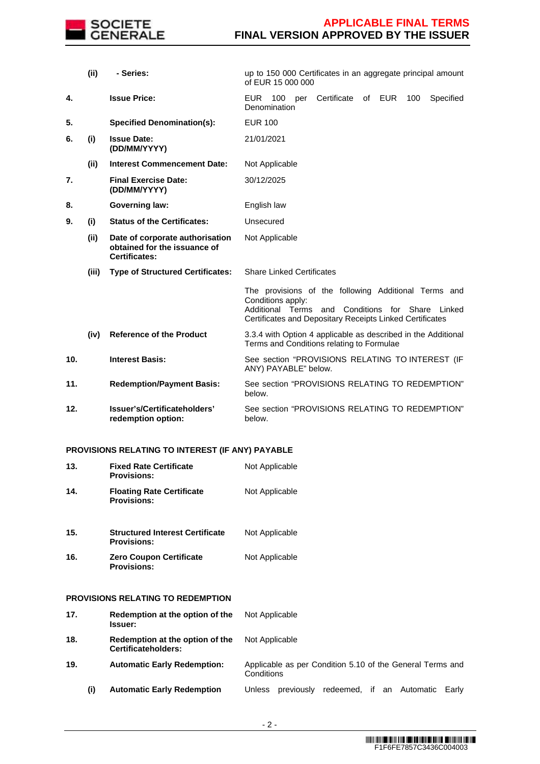| | | | |
|---|---|---|---|
| | **(ii)** | **- Series:** | up to 150 000 Certificates in an aggregate principal amount of EUR 15 000 000 |
| **4.** | | **Issue Price:** | EUR 100 per Certificate of EUR 100 Specified Denomination |
| **5.** | | **Specified Denomination(s):** | EUR 100 |
| **6.** | **(i)** | **Issue Date: (DD/MM/YYYY)** | 21/01/2021 |
| | **(ii)** | **Interest Commencement Date:** | Not Applicable |
| **7.** | | **Final Exercise Date: (DD/MM/YYYY)** | 30/12/2025 |
| **8.** | | **Governing law:** | English law |
| **9.** | **(i)** | **Status of the Certificates:** | Unsecured |
| | **(ii)** | **Date of corporate authorisation obtained for the issuance of Certificates:** | Not Applicable |
| | **(iii)** | **Type of Structured Certificates:** | Share Linked Certificates |
| | | | The provisions of the following Additional Terms and Conditions apply: Additional Terms and Conditions for Share Linked Certificates and Depositary Receipts Linked Certificates |
| | **(iv)** | **Reference of the Product** | 3.3.4 with Option 4 applicable as described in the Additional Terms and Conditions relating to Formulae |
| **10.** | | **Interest Basis:** | See section "PROVISIONS RELATING TO INTEREST (IF ANY) PAYABLE" below. |
| **11.** | | **Redemption/Payment Basis:** | See section "PROVISIONS RELATING TO REDEMPTION" below. |
| **12.** | | **Issuer's/Certificateholders' redemption option:** | See section "PROVISIONS RELATING TO REDEMPTION" below. |

**PROVISIONS RELATING TO INTEREST (IF ANY) PAYABLE**

| | | | |
|---|---|---|---|
| **13.** | | **Fixed Rate Certificate Provisions:** | Not Applicable |
| **14.** | | **Floating Rate Certificate Provisions:** | Not Applicable |
| **15.** | | **Structured Interest Certificate Provisions:** | Not Applicable |
| **16.** | | **Zero Coupon Certificate Provisions:** | Not Applicable |

**PROVISIONS RELATING TO REDEMPTION**

| | | | |
|---|---|---|---|
| **17.** | | **Redemption at the option of the Issuer:** | Not Applicable |
| **18.** | | **Redemption at the option of the Certificateholders:** | Not Applicable |
| **19.** | | **Automatic Early Redemption:** | Applicable as per Condition 5.10 of the General Terms and Conditions |
| | **(i)** | **Automatic Early Redemption** | Unless previously redeemed, if an Automatic Early |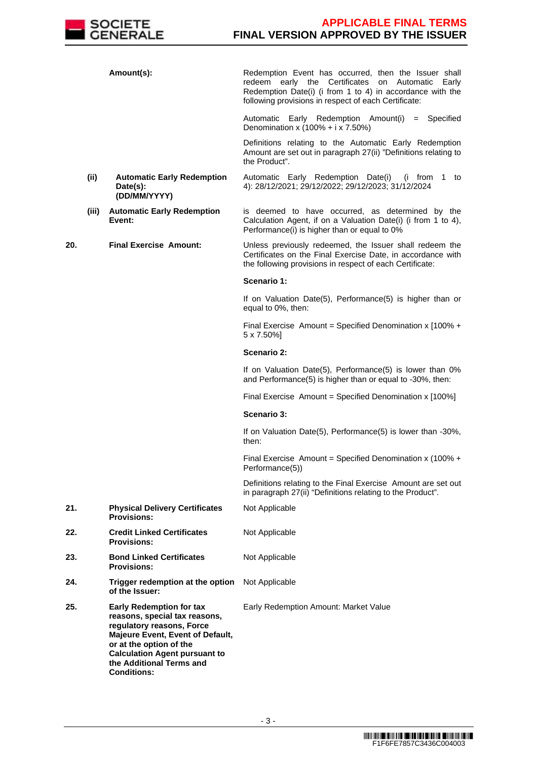| | | |
|---|---|---|
| | **Amount(s):** | Redemption Event has occurred, then the Issuer shall redeem early the Certificates on Automatic Early Redemption Date(i) (i from 1 to 4) in accordance with the following provisions in respect of each Certificate:<br><br>Automatic Early Redemption Amount(i) = Specified Denomination x (100% + i x 7.50%)<br><br>Definitions relating to the Automatic Early Redemption Amount are set out in paragraph 27(ii) "Definitions relating to the Product". |
| | **(ii) Automatic Early Redemption Date(s): (DD/MM/YYYY)** | Automatic Early Redemption Date(i) (i from 1 to 4): 28/12/2021; 29/12/2022; 29/12/2023; 31/12/2024 |
| | **(iii) Automatic Early Redemption Event:** | is deemed to have occurred, as determined by the Calculation Agent, if on a Valuation Date(i) (i from 1 to 4), Performance(i) is higher than or equal to 0% |
| **20.** | **Final Exercise Amount:** | Unless previously redeemed, the Issuer shall redeem the Certificates on the Final Exercise Date, in accordance with the following provisions in respect of each Certificate:<br><br>**Scenario 1:**<br><br>If on Valuation Date(5), Performance(5) is higher than or equal to 0%, then:<br><br>Final Exercise Amount = Specified Denomination x [100% + 5 x 7.50%]<br><br>**Scenario 2:**<br><br>If on Valuation Date(5), Performance(5) is lower than 0% and Performance(5) is higher than or equal to -30%, then:<br><br>Final Exercise Amount = Specified Denomination x [100%]<br><br>**Scenario 3:**<br><br>If on Valuation Date(5), Performance(5) is lower than -30%, then:<br><br>Final Exercise Amount = Specified Denomination x (100% + Performance(5))<br><br>Definitions relating to the Final Exercise Amount are set out in paragraph 27(ii) "Definitions relating to the Product". |
| **21.** | **Physical Delivery Certificates Provisions:** | Not Applicable |
| **22.** | **Credit Linked Certificates Provisions:** | Not Applicable |
| **23.** | **Bond Linked Certificates Provisions:** | Not Applicable |
| **24.** | **Trigger redemption at the option of the Issuer:** | Not Applicable |
| **25.** | **Early Redemption for tax reasons, special tax reasons, regulatory reasons, Force Majeure Event, Event of Default, or at the option of the Calculation Agent pursuant to the Additional Terms and Conditions:** | Early Redemption Amount: Market Value |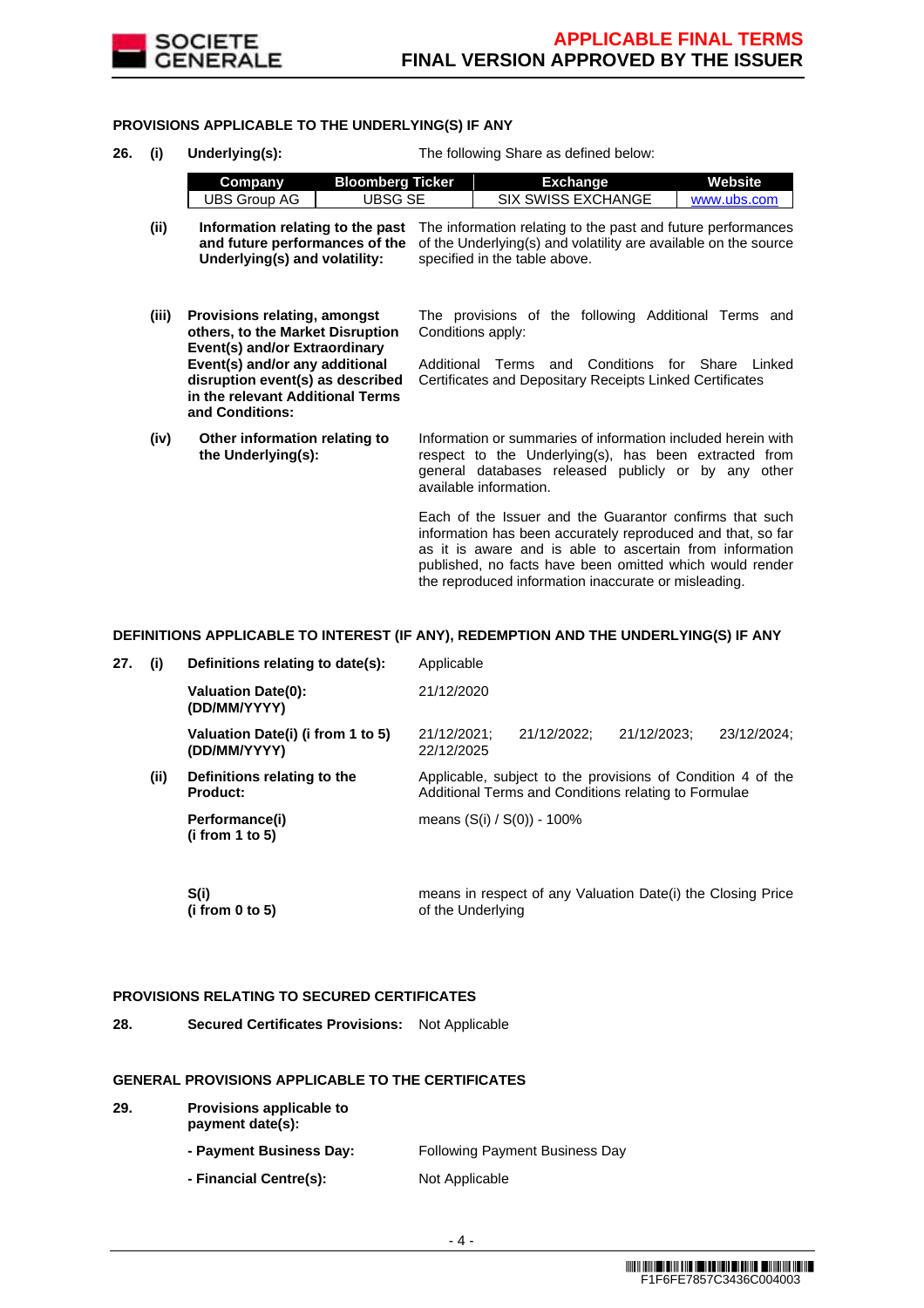## PROVISIONS APPLICABLE TO THE UNDERLYING(S) IF ANY

**26. (i) Underlying(s):** The following Share as defined below:

| Company | Bloomberg Ticker | Exchange | Website |
|---|---|---|---|
| UBS Group AG | UBSG SE | SIX SWISS EXCHANGE | www.ubs.com |

**(ii) Information relating to the past and future performances of the Underlying(s) and volatility:** The information relating to the past and future performances of the Underlying(s) and volatility are available on the source specified in the table above.

**(iii) Provisions relating, amongst others, to the Market Disruption Event(s) and/or Extraordinary Event(s) and/or any additional disruption event(s) as described in the relevant Additional Terms and Conditions:** The provisions of the following Additional Terms and Conditions apply:

Additional Terms and Conditions for Share Linked Certificates and Depositary Receipts Linked Certificates

**(iv) Other information relating to the Underlying(s):** Information or summaries of information included herein with respect to the Underlying(s), has been extracted from general databases released publicly or by any other available information.

Each of the Issuer and the Guarantor confirms that such information has been accurately reproduced and that, so far as it is aware and is able to ascertain from information published, no facts have been omitted which would render the reproduced information inaccurate or misleading.

## DEFINITIONS APPLICABLE TO INTEREST (IF ANY), REDEMPTION AND THE UNDERLYING(S) IF ANY

**27. (i) Definitions relating to date(s):** Applicable

**Valuation Date(0): (DD/MM/YYYY)** 21/12/2020

**Valuation Date(i) (i from 1 to 5) (DD/MM/YYYY)** 21/12/2021; 21/12/2022; 21/12/2023; 23/12/2024; 22/12/2025

**(ii) Definitions relating to the Product:** Applicable, subject to the provisions of Condition 4 of the Additional Terms and Conditions relating to Formulae

**Performance(i) (i from 1 to 5)** means (S(i) / S(0)) - 100%

**S(i) (i from 0 to 5)** means in respect of any Valuation Date(i) the Closing Price of the Underlying

## PROVISIONS RELATING TO SECURED CERTIFICATES

**28. Secured Certificates Provisions:** Not Applicable

## GENERAL PROVISIONS APPLICABLE TO THE CERTIFICATES

**29. Provisions applicable to payment date(s):**

**- Payment Business Day:** Following Payment Business Day

**- Financial Centre(s):** Not Applicable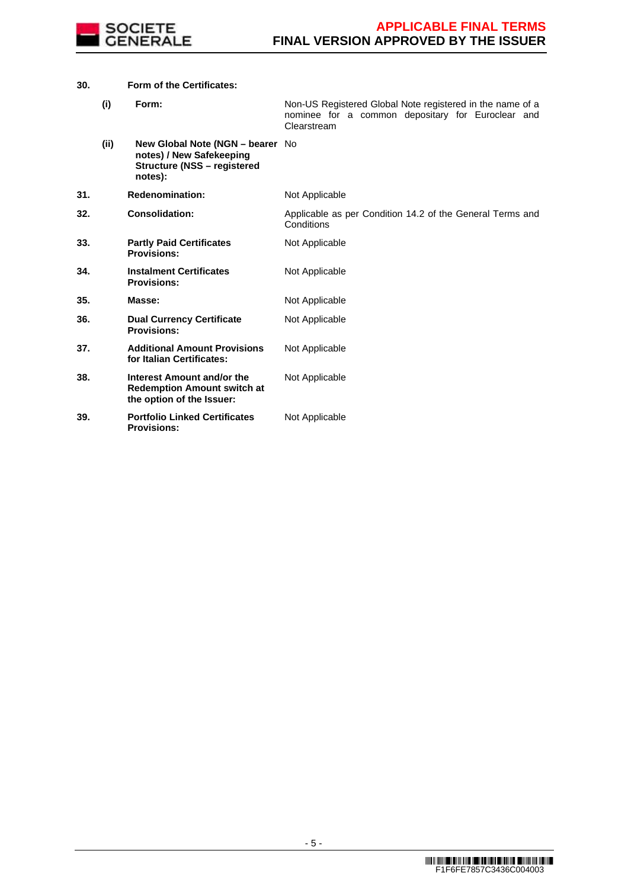| | | | |
|---|---|---|---|
| **30.** | | **Form of the Certificates:** | |
| | **(i)** | **Form:** | Non-US Registered Global Note registered in the name of a nominee for a common depositary for Euroclear and Clearstream |
| | **(ii)** | **New Global Note (NGN – bearer notes) / New Safekeeping Structure (NSS – registered notes):** | No |
| **31.** | | **Redenomination:** | Not Applicable |
| **32.** | | **Consolidation:** | Applicable as per Condition 14.2 of the General Terms and Conditions |
| **33.** | | **Partly Paid Certificates Provisions:** | Not Applicable |
| **34.** | | **Instalment Certificates Provisions:** | Not Applicable |
| **35.** | | **Masse:** | Not Applicable |
| **36.** | | **Dual Currency Certificate Provisions:** | Not Applicable |
| **37.** | | **Additional Amount Provisions for Italian Certificates:** | Not Applicable |
| **38.** | | **Interest Amount and/or the Redemption Amount switch at the option of the Issuer:** | Not Applicable |
| **39.** | | **Portfolio Linked Certificates Provisions:** | Not Applicable |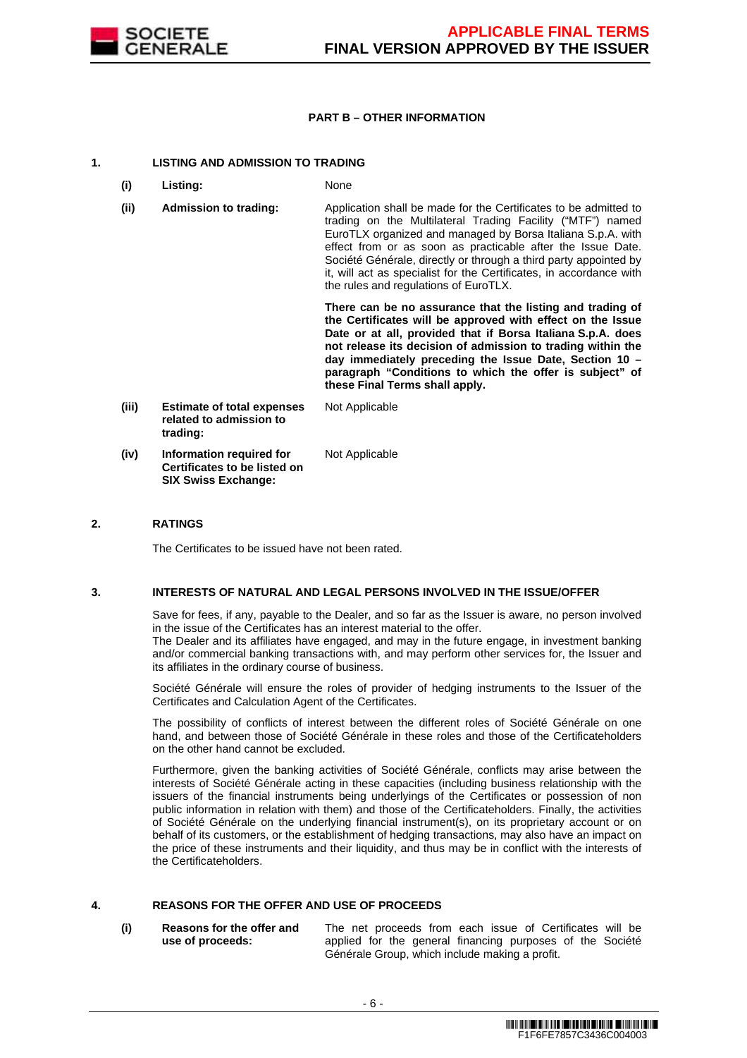## PART B – OTHER INFORMATION

### 1. LISTING AND ADMISSION TO TRADING

| | | |
|---|---|---|
| **(i)** | **Listing:** | None |
| **(ii)** | **Admission to trading:** | Application shall be made for the Certificates to be admitted to trading on the Multilateral Trading Facility ("MTF") named EuroTLX organized and managed by Borsa Italiana S.p.A. with effect from or as soon as practicable after the Issue Date. Société Générale, directly or through a third party appointed by it, will act as specialist for the Certificates, in accordance with the rules and regulations of EuroTLX.<br><br>**There can be no assurance that the listing and trading of the Certificates will be approved with effect on the Issue Date or at all, provided that if Borsa Italiana S.p.A. does not release its decision of admission to trading within the day immediately preceding the Issue Date, Section 10 – paragraph "Conditions to which the offer is subject" of these Final Terms shall apply.** |
| **(iii)** | **Estimate of total expenses related to admission to trading:** | Not Applicable |
| **(iv)** | **Information required for Certificates to be listed on SIX Swiss Exchange:** | Not Applicable |

### 2. RATINGS

The Certificates to be issued have not been rated.

### 3. INTERESTS OF NATURAL AND LEGAL PERSONS INVOLVED IN THE ISSUE/OFFER

Save for fees, if any, payable to the Dealer, and so far as the Issuer is aware, no person involved in the issue of the Certificates has an interest material to the offer.
The Dealer and its affiliates have engaged, and may in the future engage, in investment banking and/or commercial banking transactions with, and may perform other services for, the Issuer and its affiliates in the ordinary course of business.

Société Générale will ensure the roles of provider of hedging instruments to the Issuer of the Certificates and Calculation Agent of the Certificates.

The possibility of conflicts of interest between the different roles of Société Générale on one hand, and between those of Société Générale in these roles and those of the Certificateholders on the other hand cannot be excluded.

Furthermore, given the banking activities of Société Générale, conflicts may arise between the interests of Société Générale acting in these capacities (including business relationship with the issuers of the financial instruments being underlyings of the Certificates or possession of non public information in relation with them) and those of the Certificateholders. Finally, the activities of Société Générale on the underlying financial instrument(s), on its proprietary account or on behalf of its customers, or the establishment of hedging transactions, may also have an impact on the price of these instruments and their liquidity, and thus may be in conflict with the interests of the Certificateholders.

### 4. REASONS FOR THE OFFER AND USE OF PROCEEDS

| | | |
|---|---|---|
| **(i)** | **Reasons for the offer and use of proceeds:** | The net proceeds from each issue of Certificates will be applied for the general financing purposes of the Société Générale Group, which include making a profit. |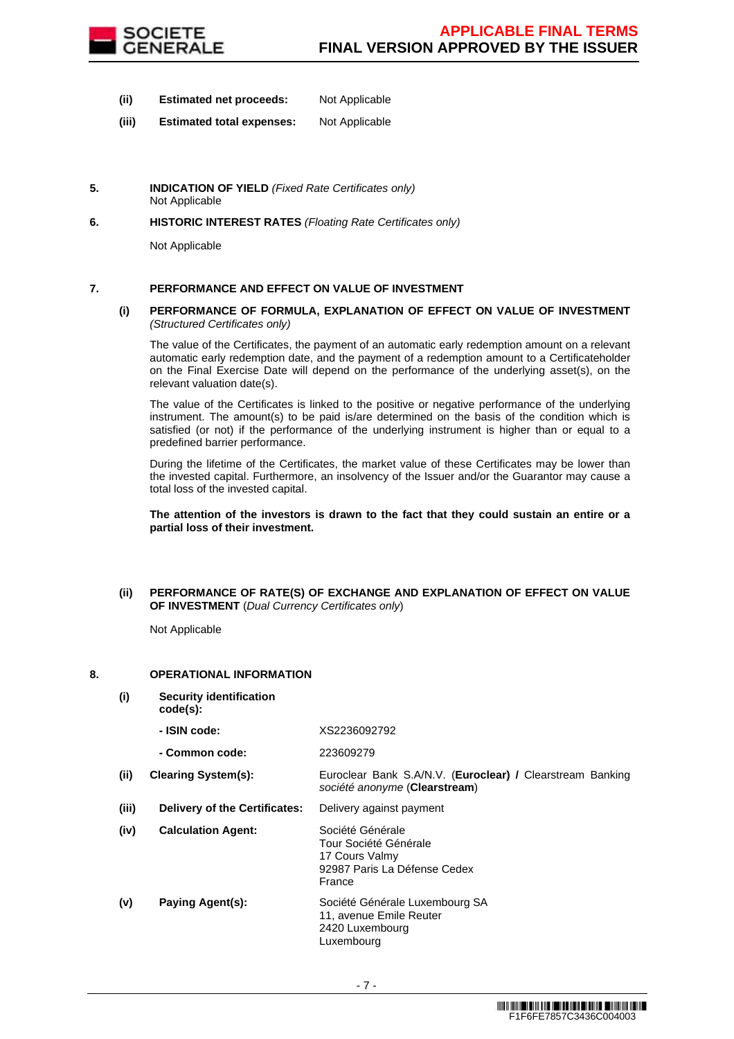| | | |
|---|---|---|
| **(ii)** | **Estimated net proceeds:** | Not Applicable |
| **(iii)** | **Estimated total expenses:** | Not Applicable |

**5. INDICATION OF YIELD** *(Fixed Rate Certificates only)*
Not Applicable

**6. HISTORIC INTEREST RATES** *(Floating Rate Certificates only)*

Not Applicable

**7. PERFORMANCE AND EFFECT ON VALUE OF INVESTMENT**

**(i) PERFORMANCE OF FORMULA, EXPLANATION OF EFFECT ON VALUE OF INVESTMENT** *(Structured Certificates only)*

The value of the Certificates, the payment of an automatic early redemption amount on a relevant automatic early redemption date, and the payment of a redemption amount to a Certificateholder on the Final Exercise Date will depend on the performance of the underlying asset(s), on the relevant valuation date(s).

The value of the Certificates is linked to the positive or negative performance of the underlying instrument. The amount(s) to be paid is/are determined on the basis of the condition which is satisfied (or not) if the performance of the underlying instrument is higher than or equal to a predefined barrier performance.

During the lifetime of the Certificates, the market value of these Certificates may be lower than the invested capital. Furthermore, an insolvency of the Issuer and/or the Guarantor may cause a total loss of the invested capital.

**The attention of the investors is drawn to the fact that they could sustain an entire or a partial loss of their investment.**

**(ii) PERFORMANCE OF RATE(S) OF EXCHANGE AND EXPLANATION OF EFFECT ON VALUE OF INVESTMENT** (*Dual Currency Certificates only*)

Not Applicable

**8. OPERATIONAL INFORMATION**

| | | |
|---|---|---|
| **(i)** | **Security identification code(s):** | |
| | **- ISIN code:** | XS2236092792 |
| | **- Common code:** | 223609279 |
| **(ii)** | **Clearing System(s):** | Euroclear Bank S.A/N.V. (**Euroclear) /** Clearstream Banking *société anonyme* (**Clearstream**) |
| **(iii)** | **Delivery of the Certificates:** | Delivery against payment |
| **(iv)** | **Calculation Agent:** | Société Générale<br>Tour Société Générale<br>17 Cours Valmy<br>92987 Paris La Défense Cedex<br>France |
| **(v)** | **Paying Agent(s):** | Société Générale Luxembourg SA<br>11, avenue Emile Reuter<br>2420 Luxembourg<br>Luxembourg |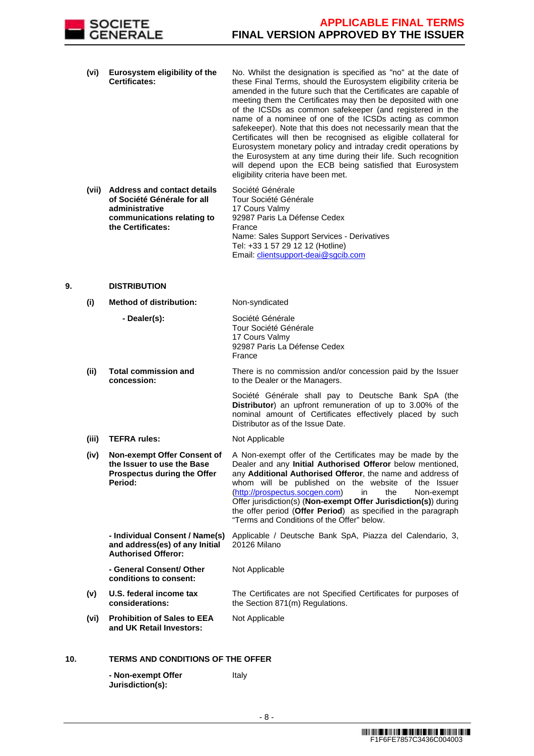| | | |
|---|---|---|
| **(vi)** | **Eurosystem eligibility of the Certificates:** | No. Whilst the designation is specified as "no" at the date of these Final Terms, should the Eurosystem eligibility criteria be amended in the future such that the Certificates are capable of meeting them the Certificates may then be deposited with one of the ICSDs as common safekeeper (and registered in the name of a nominee of one of the ICSDs acting as common safekeeper). Note that this does not necessarily mean that the Certificates will then be recognised as eligible collateral for Eurosystem monetary policy and intraday credit operations by the Eurosystem at any time during their life. Such recognition will depend upon the ECB being satisfied that Eurosystem eligibility criteria have been met. |
| **(vii)** | **Address and contact details of Société Générale for all administrative communications relating to the Certificates:** | Société Générale<br>Tour Société Générale<br>17 Cours Valmy<br>92987 Paris La Défense Cedex<br>France<br>Name: Sales Support Services - Derivatives<br>Tel: +33 1 57 29 12 12 (Hotline)<br>Email: clientsupport-deai@sgcib.com |

**9. DISTRIBUTION**

| | | |
|---|---|---|
| **(i)** | **Method of distribution:** | Non-syndicated |
| | **- Dealer(s):** | Société Générale<br>Tour Société Générale<br>17 Cours Valmy<br>92987 Paris La Défense Cedex<br>France |
| **(ii)** | **Total commission and concession:** | There is no commission and/or concession paid by the Issuer to the Dealer or the Managers.<br><br>Société Générale shall pay to Deutsche Bank SpA (the **Distributor**) an upfront remuneration of up to 3.00% of the nominal amount of Certificates effectively placed by such Distributor as of the Issue Date. |
| **(iii)** | **TEFRA rules:** | Not Applicable |
| **(iv)** | **Non-exempt Offer Consent of the Issuer to use the Base Prospectus during the Offer Period:** | A Non-exempt offer of the Certificates may be made by the Dealer and any **Initial Authorised Offeror** below mentioned, any **Additional Authorised Offeror**, the name and address of whom will be published on the website of the Issuer (http://prospectus.socgen.com) in the Non-exempt Offer jurisdiction(s) (**Non-exempt Offer Jurisdiction(s)**) during the offer period (**Offer Period**) as specified in the paragraph "Terms and Conditions of the Offer" below. |
| | **- Individual Consent / Name(s) and address(es) of any Initial Authorised Offeror:** | Applicable / Deutsche Bank SpA, Piazza del Calendario, 3, 20126 Milano |
| | **- General Consent/ Other conditions to consent:** | Not Applicable |
| **(v)** | **U.S. federal income tax considerations:** | The Certificates are not Specified Certificates for purposes of the Section 871(m) Regulations. |
| **(vi)** | **Prohibition of Sales to EEA and UK Retail Investors:** | Not Applicable |

**10. TERMS AND CONDITIONS OF THE OFFER**

| | |
|---|---|
| **- Non-exempt Offer Jurisdiction(s):** | Italy |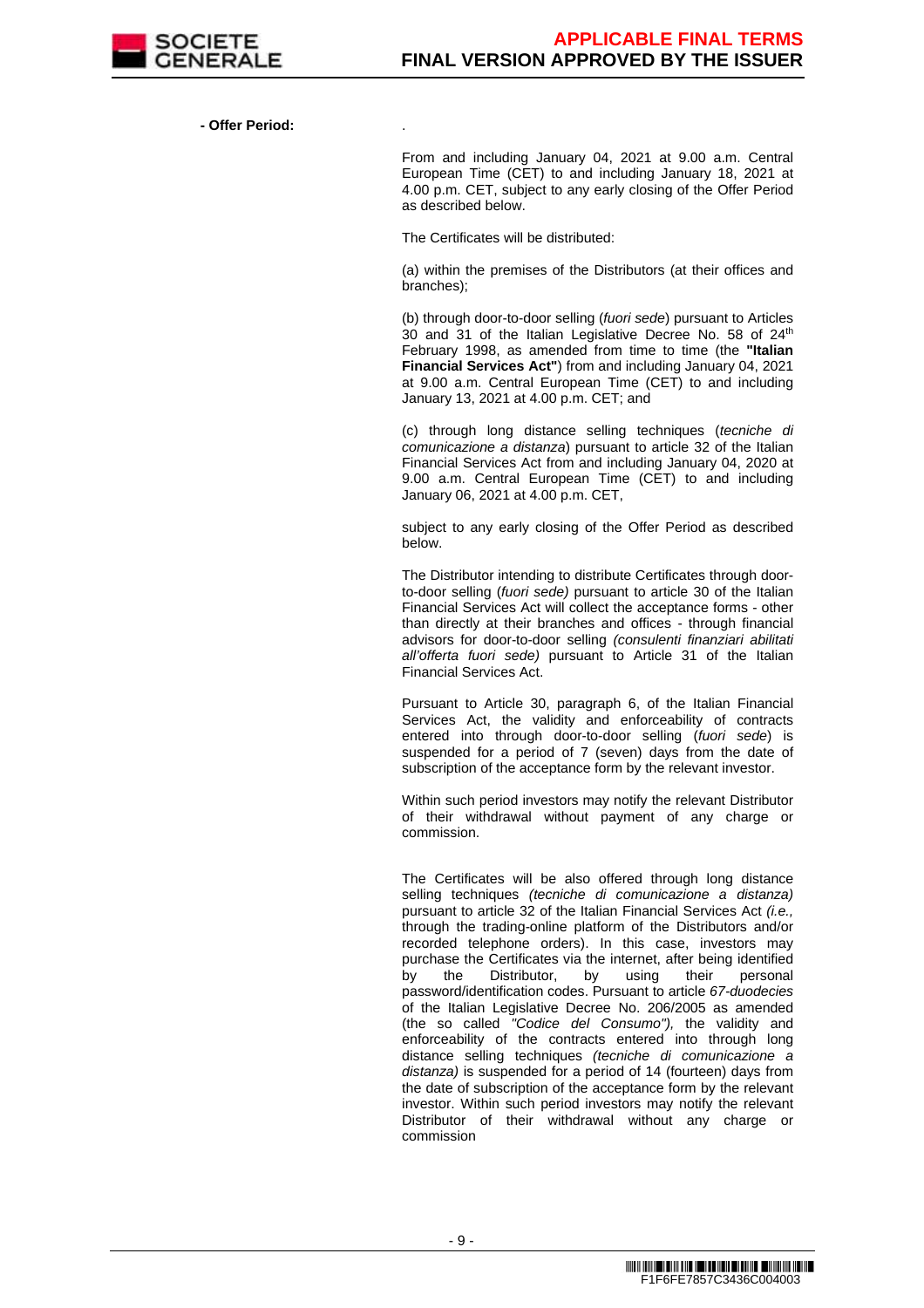**- Offer Period:** .

From and including January 04, 2021 at 9.00 a.m. Central European Time (CET) to and including January 18, 2021 at 4.00 p.m. CET, subject to any early closing of the Offer Period as described below.

The Certificates will be distributed:

(a) within the premises of the Distributors (at their offices and branches);

(b) through door-to-door selling (*fuori sede*) pursuant to Articles 30 and 31 of the Italian Legislative Decree No. 58 of 24th February 1998, as amended from time to time (the **"Italian Financial Services Act"**) from and including January 04, 2021 at 9.00 a.m. Central European Time (CET) to and including January 13, 2021 at 4.00 p.m. CET; and

(c) through long distance selling techniques (*tecniche di comunicazione a distanza*) pursuant to article 32 of the Italian Financial Services Act from and including January 04, 2020 at 9.00 a.m. Central European Time (CET) to and including January 06, 2021 at 4.00 p.m. CET,

subject to any early closing of the Offer Period as described below.

The Distributor intending to distribute Certificates through door-to-door selling (*fuori sede)* pursuant to article 30 of the Italian Financial Services Act will collect the acceptance forms - other than directly at their branches and offices - through financial advisors for door-to-door selling *(consulenti finanziari abilitati all'offerta fuori sede)* pursuant to Article 31 of the Italian Financial Services Act.

Pursuant to Article 30, paragraph 6, of the Italian Financial Services Act, the validity and enforceability of contracts entered into through door-to-door selling (*fuori sede*) is suspended for a period of 7 (seven) days from the date of subscription of the acceptance form by the relevant investor.

Within such period investors may notify the relevant Distributor of their withdrawal without payment of any charge or commission.

The Certificates will be also offered through long distance selling techniques *(tecniche di comunicazione a distanza)* pursuant to article 32 of the Italian Financial Services Act *(i.e.,* through the trading-online platform of the Distributors and/or recorded telephone orders). In this case, investors may purchase the Certificates via the internet, after being identified by the Distributor, by using their personal password/identification codes. Pursuant to article *67-duodecies* of the Italian Legislative Decree No. 206/2005 as amended (the so called *"Codice del Consumo"),* the validity and enforceability of the contracts entered into through long distance selling techniques *(tecniche di comunicazione a distanza)* is suspended for a period of 14 (fourteen) days from the date of subscription of the acceptance form by the relevant investor. Within such period investors may notify the relevant Distributor of their withdrawal without any charge or commission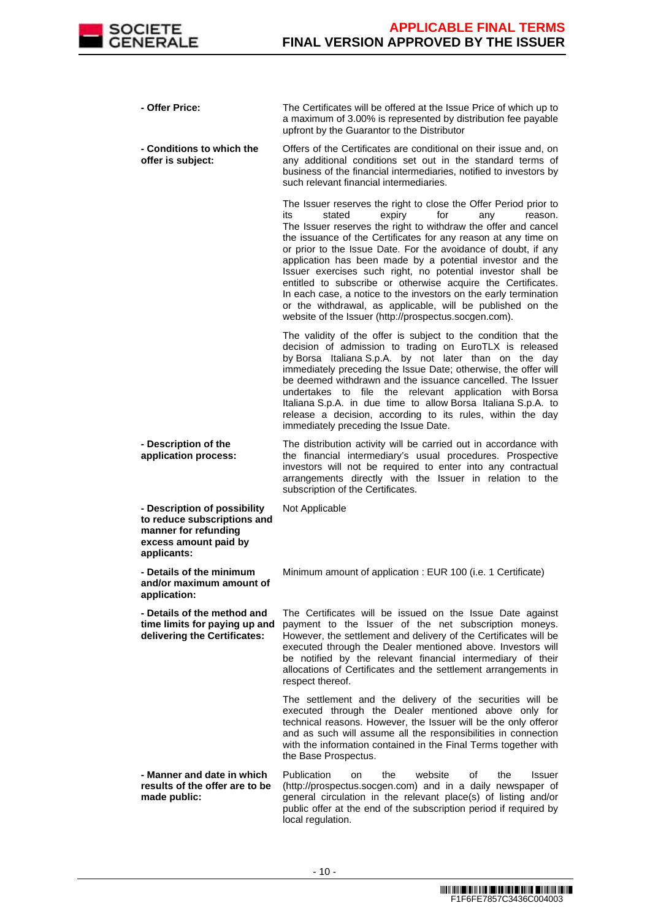| | |
|---|---|
| **- Offer Price:** | The Certificates will be offered at the Issue Price of which up to a maximum of 3.00% is represented by distribution fee payable upfront by the Guarantor to the Distributor |
| **- Conditions to which the offer is subject:** | Offers of the Certificates are conditional on their issue and, on any additional conditions set out in the standard terms of business of the financial intermediaries, notified to investors by such relevant financial intermediaries.<br><br>The Issuer reserves the right to close the Offer Period prior to its stated expiry for any reason. The Issuer reserves the right to withdraw the offer and cancel the issuance of the Certificates for any reason at any time on or prior to the Issue Date. For the avoidance of doubt, if any application has been made by a potential investor and the Issuer exercises such right, no potential investor shall be entitled to subscribe or otherwise acquire the Certificates. In each case, a notice to the investors on the early termination or the withdrawal, as applicable, will be published on the website of the Issuer (http://prospectus.socgen.com).<br><br>The validity of the offer is subject to the condition that the decision of admission to trading on EuroTLX is released by Borsa Italiana S.p.A. by not later than on the day immediately preceding the Issue Date; otherwise, the offer will be deemed withdrawn and the issuance cancelled. The Issuer undertakes to file the relevant application with Borsa Italiana S.p.A. in due time to allow Borsa Italiana S.p.A. to release a decision, according to its rules, within the day immediately preceding the Issue Date. |
| **- Description of the application process:** | The distribution activity will be carried out in accordance with the financial intermediary's usual procedures. Prospective investors will not be required to enter into any contractual arrangements directly with the Issuer in relation to the subscription of the Certificates. |
| **- Description of possibility to reduce subscriptions and manner for refunding excess amount paid by applicants:** | Not Applicable |
| **- Details of the minimum and/or maximum amount of application:** | Minimum amount of application : EUR 100 (i.e. 1 Certificate) |
| **- Details of the method and time limits for paying up and delivering the Certificates:** | The Certificates will be issued on the Issue Date against payment to the Issuer of the net subscription moneys. However, the settlement and delivery of the Certificates will be executed through the Dealer mentioned above. Investors will be notified by the relevant financial intermediary of their allocations of Certificates and the settlement arrangements in respect thereof.<br><br>The settlement and the delivery of the securities will be executed through the Dealer mentioned above only for technical reasons. However, the Issuer will be the only offeror and as such will assume all the responsibilities in connection with the information contained in the Final Terms together with the Base Prospectus. |
| **- Manner and date in which results of the offer are to be made public:** | Publication on the website of the Issuer (http://prospectus.socgen.com) and in a daily newspaper of general circulation in the relevant place(s) of listing and/or public offer at the end of the subscription period if required by local regulation. |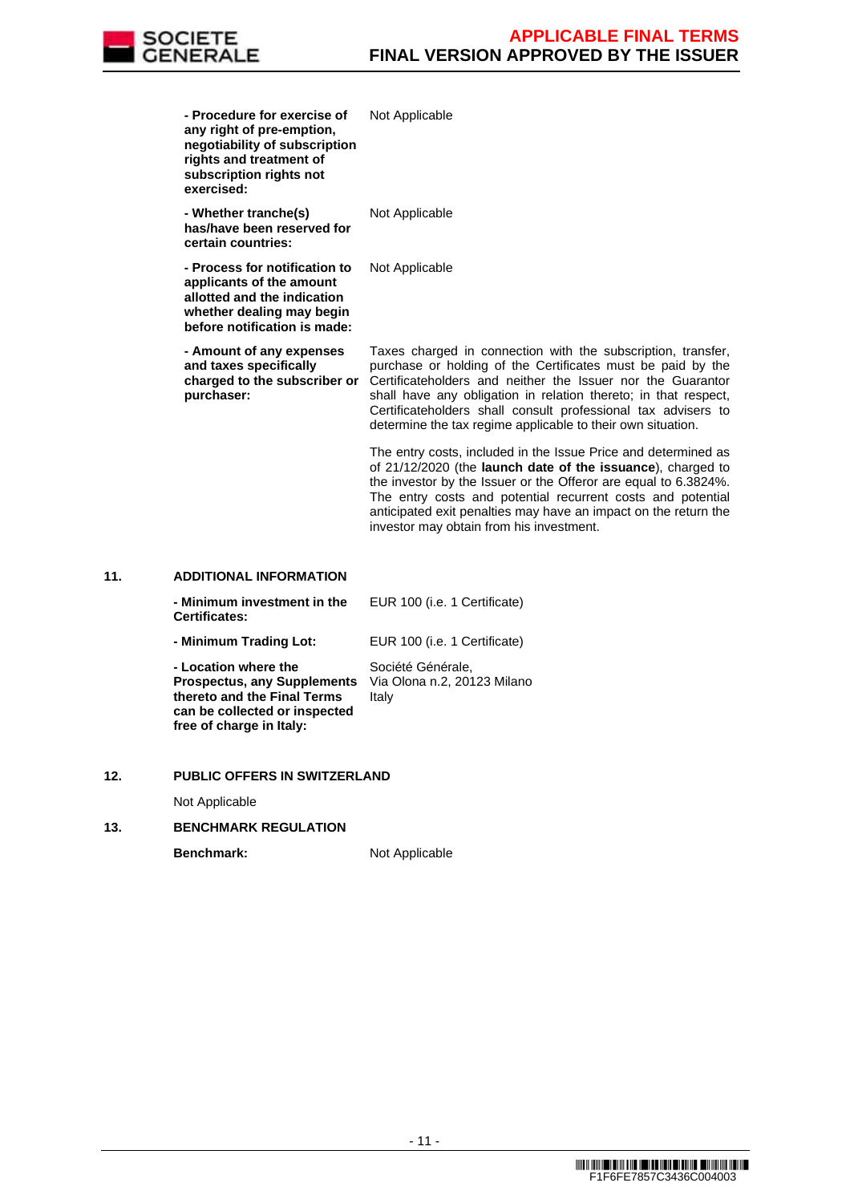| | |
|---|---|
| **- Procedure for exercise of any right of pre-emption, negotiability of subscription rights and treatment of subscription rights not exercised:** | Not Applicable |
| **- Whether tranche(s) has/have been reserved for certain countries:** | Not Applicable |
| **- Process for notification to applicants of the amount allotted and the indication whether dealing may begin before notification is made:** | Not Applicable |
| **- Amount of any expenses and taxes specifically charged to the subscriber or purchaser:** | Taxes charged in connection with the subscription, transfer, purchase or holding of the Certificates must be paid by the Certificateholders and neither the Issuer nor the Guarantor shall have any obligation in relation thereto; in that respect, Certificateholders shall consult professional tax advisers to determine the tax regime applicable to their own situation.<br><br>The entry costs, included in the Issue Price and determined as of 21/12/2020 (the **launch date of the issuance**), charged to the investor by the Issuer or the Offeror are equal to 6.3824%. The entry costs and potential recurrent costs and potential anticipated exit penalties may have an impact on the return the investor may obtain from his investment. |

## 11. ADDITIONAL INFORMATION

| | |
|---|---|
| **- Minimum investment in the Certificates:** | EUR 100 (i.e. 1 Certificate) |
| **- Minimum Trading Lot:** | EUR 100 (i.e. 1 Certificate) |
| **- Location where the Prospectus, any Supplements thereto and the Final Terms can be collected or inspected free of charge in Italy:** | Société Générale,<br>Via Olona n.2, 20123 Milano<br>Italy |

## 12. PUBLIC OFFERS IN SWITZERLAND

Not Applicable

## 13. BENCHMARK REGULATION

**Benchmark:** Not Applicable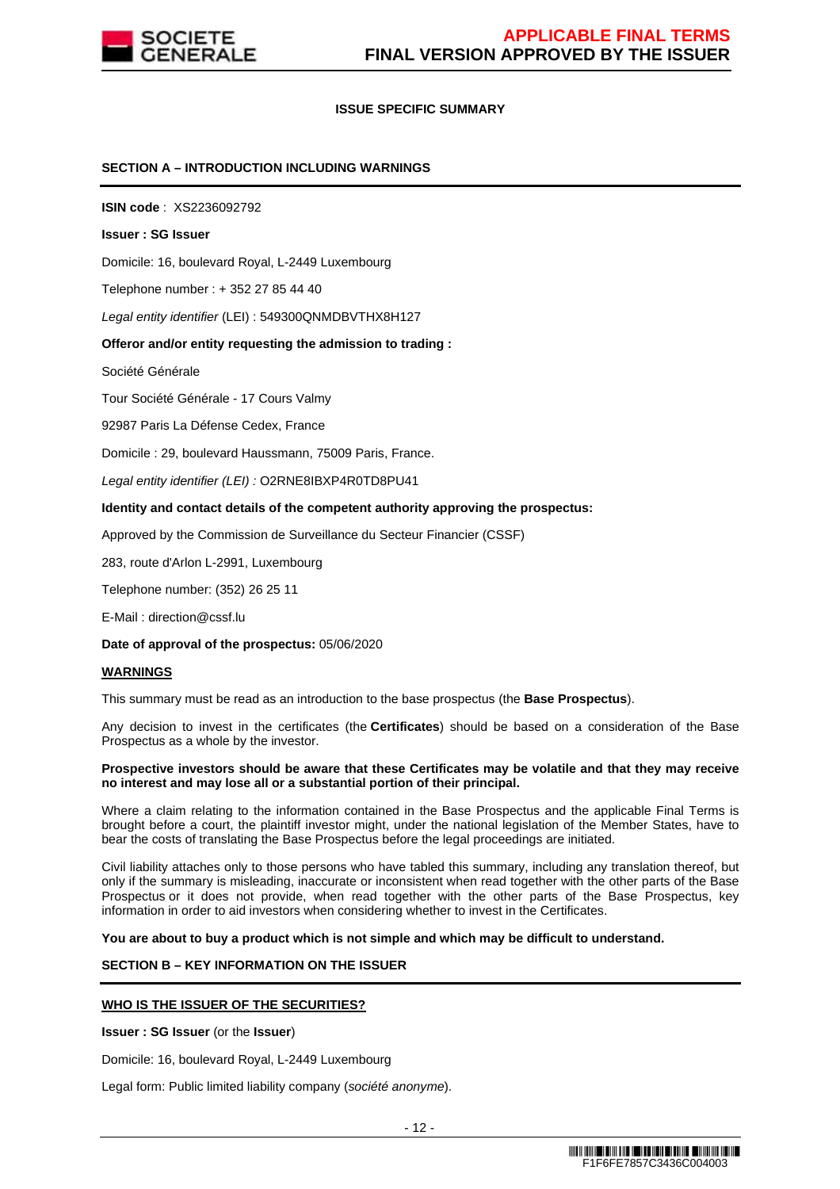**ISSUE SPECIFIC SUMMARY**

## SECTION A – INTRODUCTION INCLUDING WARNINGS

**ISIN code** : XS2236092792

**Issuer : SG Issuer**

Domicile: 16, boulevard Royal, L-2449 Luxembourg

Telephone number : + 352 27 85 44 40

*Legal entity identifier* (LEI) : 549300QNMDBVTHX8H127

**Offeror and/or entity requesting the admission to trading :**

Société Générale

Tour Société Générale - 17 Cours Valmy

92987 Paris La Défense Cedex, France

Domicile : 29, boulevard Haussmann, 75009 Paris, France.

*Legal entity identifier (LEI) :* O2RNE8IBXP4R0TD8PU41

**Identity and contact details of the competent authority approving the prospectus:**

Approved by the Commission de Surveillance du Secteur Financier (CSSF)

283, route d'Arlon L-2991, Luxembourg

Telephone number: (352) 26 25 11

E-Mail : direction@cssf.lu

**Date of approval of the prospectus:** 05/06/2020

**WARNINGS**

This summary must be read as an introduction to the base prospectus (the **Base Prospectus**).

Any decision to invest in the certificates (the **Certificates**) should be based on a consideration of the Base Prospectus as a whole by the investor.

**Prospective investors should be aware that these Certificates may be volatile and that they may receive no interest and may lose all or a substantial portion of their principal.**

Where a claim relating to the information contained in the Base Prospectus and the applicable Final Terms is brought before a court, the plaintiff investor might, under the national legislation of the Member States, have to bear the costs of translating the Base Prospectus before the legal proceedings are initiated.

Civil liability attaches only to those persons who have tabled this summary, including any translation thereof, but only if the summary is misleading, inaccurate or inconsistent when read together with the other parts of the Base Prospectus or it does not provide, when read together with the other parts of the Base Prospectus, key information in order to aid investors when considering whether to invest in the Certificates.

**You are about to buy a product which is not simple and which may be difficult to understand.**

## SECTION B – KEY INFORMATION ON THE ISSUER

**WHO IS THE ISSUER OF THE SECURITIES?**

**Issuer : SG Issuer** (or the **Issuer**)

Domicile: 16, boulevard Royal, L-2449 Luxembourg

Legal form: Public limited liability company (*société anonyme*).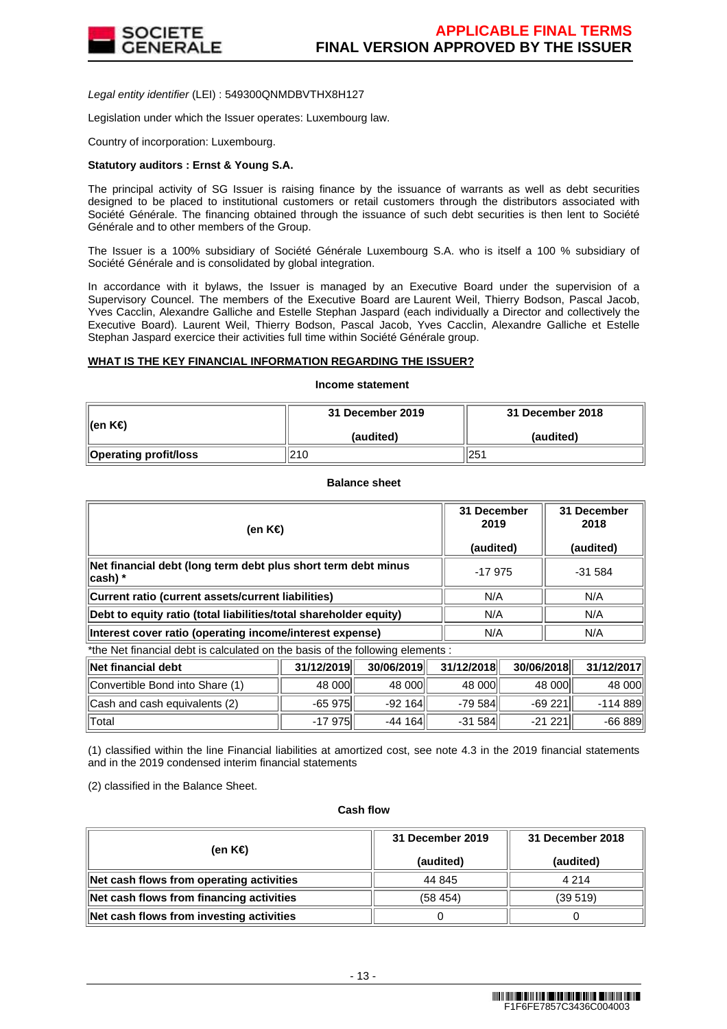*Legal entity identifier* (LEI) : 549300QNMDBVTHX8H127

Legislation under which the Issuer operates: Luxembourg law.

Country of incorporation: Luxembourg.

**Statutory auditors : Ernst & Young S.A.**

The principal activity of SG Issuer is raising finance by the issuance of warrants as well as debt securities designed to be placed to institutional customers or retail customers through the distributors associated with Société Générale. The financing obtained through the issuance of such debt securities is then lent to Société Générale and to other members of the Group.

The Issuer is a 100% subsidiary of Société Générale Luxembourg S.A. who is itself a 100 % subsidiary of Société Générale and is consolidated by global integration.

In accordance with it bylaws, the Issuer is managed by an Executive Board under the supervision of a Supervisory Councel. The members of the Executive Board are Laurent Weil, Thierry Bodson, Pascal Jacob, Yves Cacclin, Alexandre Galliche and Estelle Stephan Jaspard (each individually a Director and collectively the Executive Board). Laurent Weil, Thierry Bodson, Pascal Jacob, Yves Cacclin, Alexandre Galliche et Estelle Stephan Jaspard exercice their activities full time within Société Générale group.

**WHAT IS THE KEY FINANCIAL INFORMATION REGARDING THE ISSUER?**

**Income statement**

| (en K€) | 31 December 2019 (audited) | 31 December 2018 (audited) |
|---|---|---|
| **Operating profit/loss** | 210 | 251 |

**Balance sheet**

| (en K€) | 31 December 2019 (audited) | 31 December 2018 (audited) |
|---|---|---|
| **Net financial debt (long term debt plus short term debt minus cash) \*** | -17 975 | -31 584 |
| **Current ratio (current assets/current liabilities)** | N/A | N/A |
| **Debt to equity ratio (total liabilities/total shareholder equity)** | N/A | N/A |
| **Interest cover ratio (operating income/interest expense)** | N/A | N/A |

*the Net financial debt is calculated on the basis of the following elements :

| Net financial debt | 31/12/2019 | 30/06/2019 | 31/12/2018 | 30/06/2018 | 31/12/2017 |
|---|---|---|---|---|---|
| Convertible Bond into Share (1) | 48 000 | 48 000 | 48 000 | 48 000 | 48 000 |
| Cash and cash equivalents (2) | -65 975 | -92 164 | -79 584 | -69 221 | -114 889 |
| Total | -17 975 | -44 164 | -31 584 | -21 221 | -66 889 |

(1) classified within the line Financial liabilities at amortized cost, see note 4.3 in the 2019 financial statements and in the 2019 condensed interim financial statements

(2) classified in the Balance Sheet.

**Cash flow**

| (en K€) | 31 December 2019 (audited) | 31 December 2018 (audited) |
|---|---|---|
| **Net cash flows from operating activities** | 44 845 | 4 214 |
| **Net cash flows from financing activities** | (58 454) | (39 519) |
| **Net cash flows from investing activities** | 0 | 0 |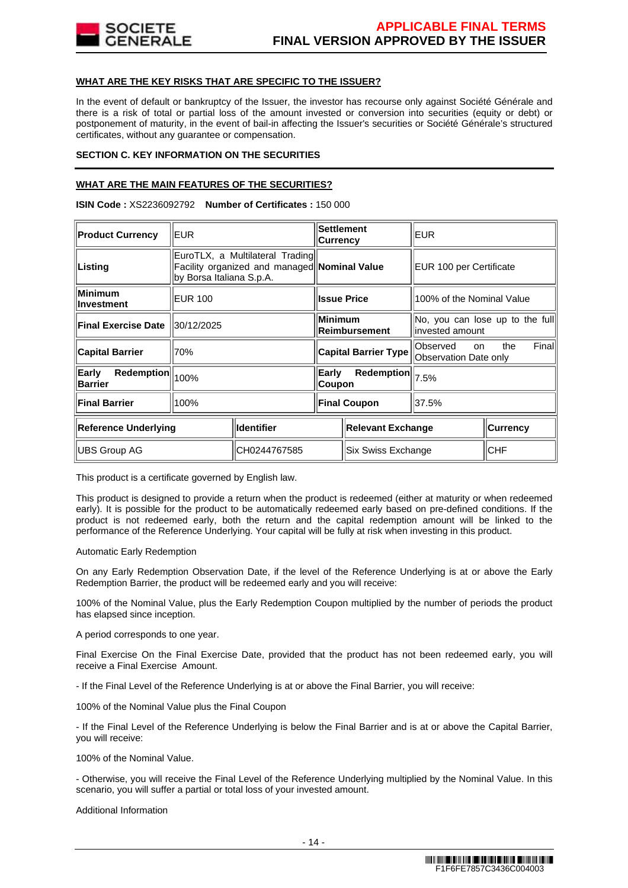**WHAT ARE THE KEY RISKS THAT ARE SPECIFIC TO THE ISSUER?**

In the event of default or bankruptcy of the Issuer, the investor has recourse only against Société Générale and there is a risk of total or partial loss of the amount invested or conversion into securities (equity or debt) or postponement of maturity, in the event of bail-in affecting the Issuer's securities or Société Générale's structured certificates, without any guarantee or compensation.

**SECTION C. KEY INFORMATION ON THE SECURITIES**

**WHAT ARE THE MAIN FEATURES OF THE SECURITIES?**

**ISIN Code :** XS2236092792 **Number of Certificates :** 150 000

| | | | |
|---|---|---|---|
| **Product Currency** | EUR | **Settlement Currency** | EUR |
| **Listing** | EuroTLX, a Multilateral Trading Facility organized and managed by Borsa Italiana S.p.A. | **Nominal Value** | EUR 100 per Certificate |
| **Minimum Investment** | EUR 100 | **Issue Price** | 100% of the Nominal Value |
| **Final Exercise Date** | 30/12/2025 | **Minimum Reimbursement** | No, you can lose up to the full invested amount |
| **Capital Barrier** | 70% | **Capital Barrier Type** | Observed on the Final Observation Date only |
| **Early Redemption Barrier** | 100% | **Early Redemption Coupon** | 7.5% |
| **Final Barrier** | 100% | **Final Coupon** | 37.5% |

| **Reference Underlying** | **Identifier** | **Relevant Exchange** | **Currency** |
|---|---|---|---|
| UBS Group AG | CH0244767585 | Six Swiss Exchange | CHF |

This product is a certificate governed by English law.

This product is designed to provide a return when the product is redeemed (either at maturity or when redeemed early). It is possible for the product to be automatically redeemed early based on pre-defined conditions. If the product is not redeemed early, both the return and the capital redemption amount will be linked to the performance of the Reference Underlying. Your capital will be fully at risk when investing in this product.

Automatic Early Redemption

On any Early Redemption Observation Date, if the level of the Reference Underlying is at or above the Early Redemption Barrier, the product will be redeemed early and you will receive:

100% of the Nominal Value, plus the Early Redemption Coupon multiplied by the number of periods the product has elapsed since inception.

A period corresponds to one year.

Final Exercise On the Final Exercise Date, provided that the product has not been redeemed early, you will receive a Final Exercise Amount.

- If the Final Level of the Reference Underlying is at or above the Final Barrier, you will receive:

100% of the Nominal Value plus the Final Coupon

- If the Final Level of the Reference Underlying is below the Final Barrier and is at or above the Capital Barrier, you will receive:

100% of the Nominal Value.

- Otherwise, you will receive the Final Level of the Reference Underlying multiplied by the Nominal Value. In this scenario, you will suffer a partial or total loss of your invested amount.

Additional Information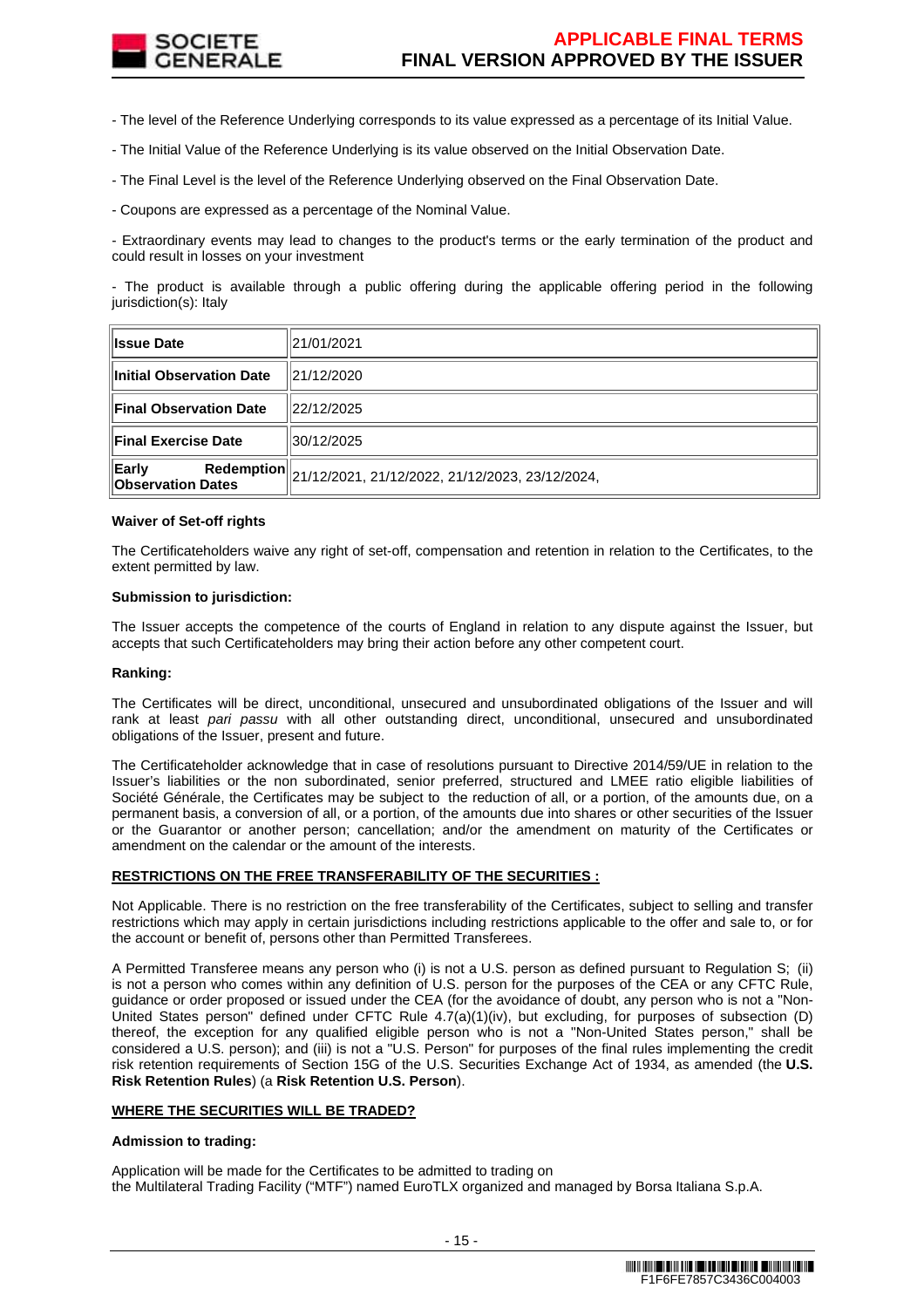- The level of the Reference Underlying corresponds to its value expressed as a percentage of its Initial Value.

- The Initial Value of the Reference Underlying is its value observed on the Initial Observation Date.

- The Final Level is the level of the Reference Underlying observed on the Final Observation Date.

- Coupons are expressed as a percentage of the Nominal Value.

- Extraordinary events may lead to changes to the product's terms or the early termination of the product and could result in losses on your investment

- The product is available through a public offering during the applicable offering period in the following jurisdiction(s): Italy

| | |
|---|---|
| **Issue Date** | 21/01/2021 |
| **Initial Observation Date** | 21/12/2020 |
| **Final Observation Date** | 22/12/2025 |
| **Final Exercise Date** | 30/12/2025 |
| **Early Redemption Observation Dates** | 21/12/2021, 21/12/2022, 21/12/2023, 23/12/2024, |

**Waiver of Set-off rights**

The Certificateholders waive any right of set-off, compensation and retention in relation to the Certificates, to the extent permitted by law.

**Submission to jurisdiction:**

The Issuer accepts the competence of the courts of England in relation to any dispute against the Issuer, but accepts that such Certificateholders may bring their action before any other competent court.

**Ranking:**

The Certificates will be direct, unconditional, unsecured and unsubordinated obligations of the Issuer and will rank at least *pari passu* with all other outstanding direct, unconditional, unsecured and unsubordinated obligations of the Issuer, present and future.

The Certificateholder acknowledge that in case of resolutions pursuant to Directive 2014/59/UE in relation to the Issuer's liabilities or the non subordinated, senior preferred, structured and LMEE ratio eligible liabilities of Société Générale, the Certificates may be subject to the reduction of all, or a portion, of the amounts due, on a permanent basis, a conversion of all, or a portion, of the amounts due into shares or other securities of the Issuer or the Guarantor or another person; cancellation; and/or the amendment on maturity of the Certificates or amendment on the calendar or the amount of the interests.

**RESTRICTIONS ON THE FREE TRANSFERABILITY OF THE SECURITIES :**

Not Applicable. There is no restriction on the free transferability of the Certificates, subject to selling and transfer restrictions which may apply in certain jurisdictions including restrictions applicable to the offer and sale to, or for the account or benefit of, persons other than Permitted Transferees.

A Permitted Transferee means any person who (i) is not a U.S. person as defined pursuant to Regulation S; (ii) is not a person who comes within any definition of U.S. person for the purposes of the CEA or any CFTC Rule, guidance or order proposed or issued under the CEA (for the avoidance of doubt, any person who is not a "Non-United States person" defined under CFTC Rule 4.7(a)(1)(iv), but excluding, for purposes of subsection (D) thereof, the exception for any qualified eligible person who is not a "Non-United States person," shall be considered a U.S. person); and (iii) is not a "U.S. Person" for purposes of the final rules implementing the credit risk retention requirements of Section 15G of the U.S. Securities Exchange Act of 1934, as amended (the **U.S. Risk Retention Rules**) (a **Risk Retention U.S. Person**).

**WHERE THE SECURITIES WILL BE TRADED?**

**Admission to trading:**

Application will be made for the Certificates to be admitted to trading on
the Multilateral Trading Facility ("MTF") named EuroTLX organized and managed by Borsa Italiana S.p.A.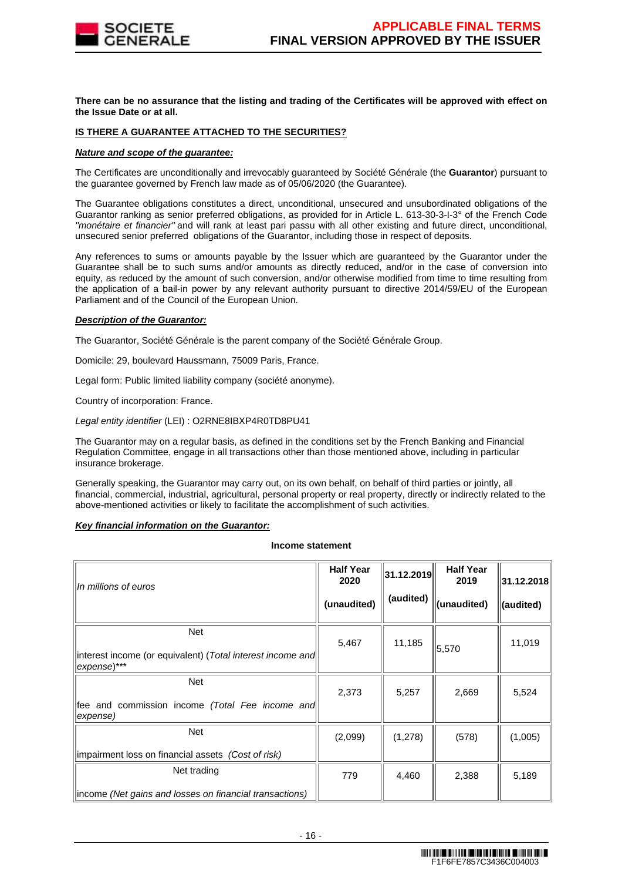**There can be no assurance that the listing and trading of the Certificates will be approved with effect on the Issue Date or at all.**

**IS THERE A GUARANTEE ATTACHED TO THE SECURITIES?**

***Nature and scope of the guarantee:***

The Certificates are unconditionally and irrevocably guaranteed by Société Générale (the **Guarantor**) pursuant to the guarantee governed by French law made as of 05/06/2020 (the Guarantee).

The Guarantee obligations constitutes a direct, unconditional, unsecured and unsubordinated obligations of the Guarantor ranking as senior preferred obligations, as provided for in Article L. 613-30-3-I-3° of the French Code *"monétaire et financier"* and will rank at least pari passu with all other existing and future direct, unconditional, unsecured senior preferred obligations of the Guarantor, including those in respect of deposits.

Any references to sums or amounts payable by the Issuer which are guaranteed by the Guarantor under the Guarantee shall be to such sums and/or amounts as directly reduced, and/or in the case of conversion into equity, as reduced by the amount of such conversion, and/or otherwise modified from time to time resulting from the application of a bail-in power by any relevant authority pursuant to directive 2014/59/EU of the European Parliament and of the Council of the European Union.

***Description of the Guarantor:***

The Guarantor, Société Générale is the parent company of the Société Générale Group.

Domicile: 29, boulevard Haussmann, 75009 Paris, France.

Legal form: Public limited liability company (société anonyme).

Country of incorporation: France.

*Legal entity identifier* (LEI) : O2RNE8IBXP4R0TD8PU41

The Guarantor may on a regular basis, as defined in the conditions set by the French Banking and Financial Regulation Committee, engage in all transactions other than those mentioned above, including in particular insurance brokerage.

Generally speaking, the Guarantor may carry out, on its own behalf, on behalf of third parties or jointly, all financial, commercial, industrial, agricultural, personal property or real property, directly or indirectly related to the above-mentioned activities or likely to facilitate the accomplishment of such activities.

***Key financial information on the Guarantor:***

**Income statement**

| *In millions of euros* | **Half Year 2020** **(unaudited)** | **31.12.2019** **(audited)** | **Half Year 2019** **(unaudited)** | **31.12.2018** **(audited)** |
|---|---|---|---|---|
| Net interest income (or equivalent) (*Total interest income and expense*)*** | 5,467 | 11,185 | 5,570 | 11,019 |
| Net fee and commission income *(Total Fee income and expense)* | 2,373 | 5,257 | 2,669 | 5,524 |
| Net impairment loss on financial assets *(Cost of risk)* | (2,099) | (1,278) | (578) | (1,005) |
| Net trading income *(Net gains and losses on financial transactions)* | 779 | 4,460 | 2,388 | 5,189 |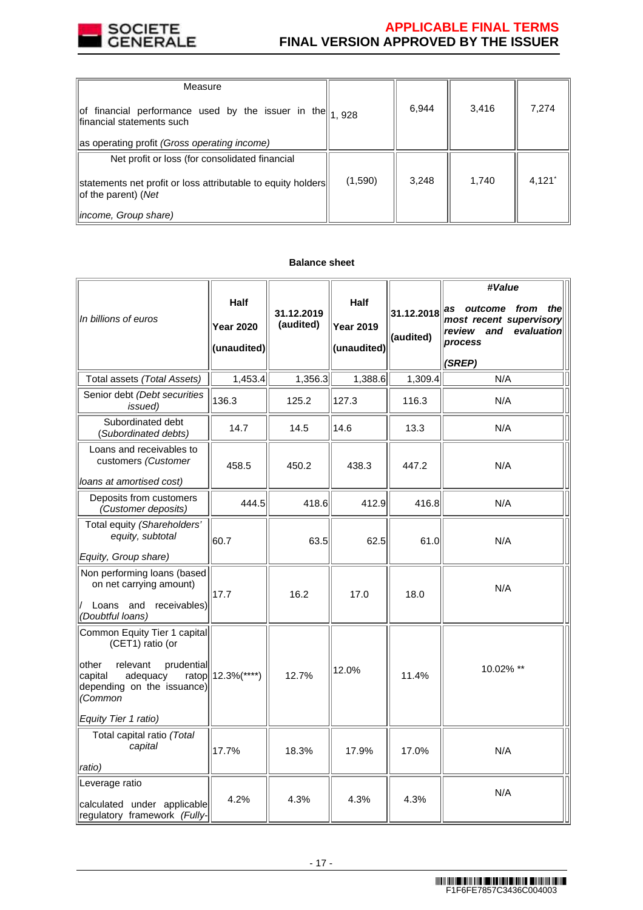| Measure of financial performance used by the issuer in the financial statements such as operating profit *(Gross operating income)* | 1, 928 | 6,944 | 3,416 | 7,274 |
|---|---|---|---|---|
| Net profit or loss (for consolidated financial statements net profit or loss attributable to equity holders of the parent) *(Net income, Group share)* | (1,590) | 3,248 | 1,740 | 4,121* |

**Balance sheet**

| *In billions of euros* | **Half Year 2020 (unaudited)** | **31.12.2019 (audited)** | **Half Year 2019 (unaudited)** | **31.12.2018 (audited)** | ***#Value as outcome from the most recent supervisory review and evaluation process (SREP)*** |
|---|---|---|---|---|---|
| Total assets *(Total Assets)* | 1,453.4 | 1,356.3 | 1,388.6 | 1,309.4 | N/A |
| Senior debt *(Debt securities issued)* | 136.3 | 125.2 | 127.3 | 116.3 | N/A |
| Subordinated debt *(Subordinated debts)* | 14.7 | 14.5 | 14.6 | 13.3 | N/A |
| Loans and receivables to customers *(Customer loans at amortised cost)* | 458.5 | 450.2 | 438.3 | 447.2 | N/A |
| Deposits from customers *(Customer deposits)* | 444.5 | 418.6 | 412.9 | 416.8 | N/A |
| Total equity *(Shareholders' equity, subtotal Equity, Group share)* | 60.7 | 63.5 | 62.5 | 61.0 | N/A |
| Non performing loans (based on net carrying amount) / Loans and receivables) *(Doubtful loans)* | 17.7 | 16.2 | 17.0 | 18.0 | N/A |
| Common Equity Tier 1 capital (CET1) ratio (or other relevant prudential capital adequacy ratop depending on the issuance) *(Common Equity Tier 1 ratio)* | 12.3%(****) | 12.7% | 12.0% | 11.4% | 10.02% ** |
| Total capital ratio *(Total capital ratio)* | 17.7% | 18.3% | 17.9% | 17.0% | N/A |
| Leverage ratio calculated under applicable regulatory framework *(Fully-* | 4.2% | 4.3% | 4.3% | 4.3% | N/A |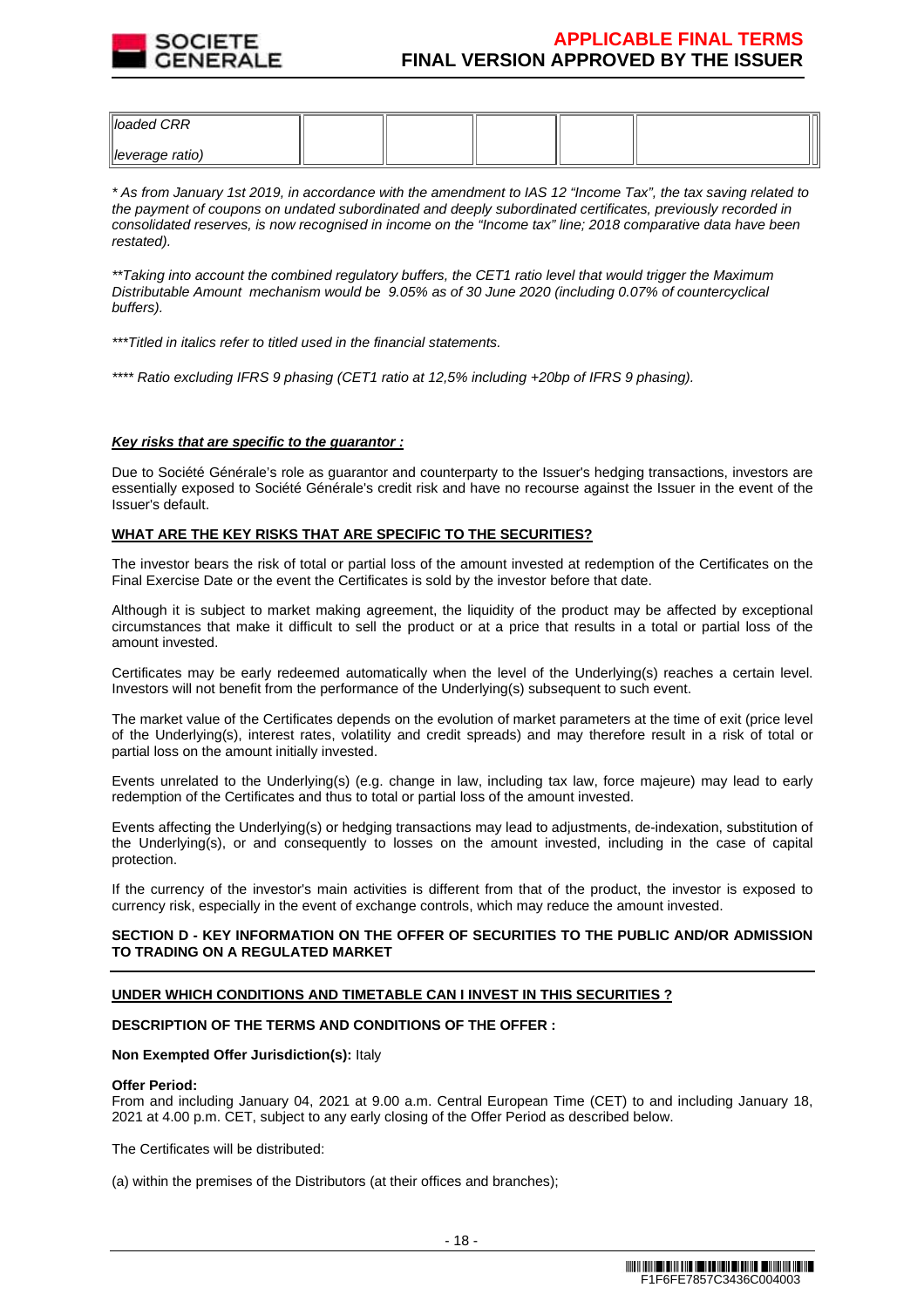| *loaded CRR leverage ratio)* | | | | | |
|---|---|---|---|---|---|

*\* As from January 1st 2019, in accordance with the amendment to IAS 12 "Income Tax", the tax saving related to the payment of coupons on undated subordinated and deeply subordinated certificates, previously recorded in consolidated reserves, is now recognised in income on the "Income tax" line; 2018 comparative data have been restated).*

*\*\*Taking into account the combined regulatory buffers, the CET1 ratio level that would trigger the Maximum Distributable Amount mechanism would be 9.05% as of 30 June 2020 (including 0.07% of countercyclical buffers).*

*\*\*\*Titled in italics refer to titled used in the financial statements.*

*\*\*\*\* Ratio excluding IFRS 9 phasing (CET1 ratio at 12,5% including +20bp of IFRS 9 phasing).*

***Key risks that are specific to the guarantor :***

Due to Société Générale's role as guarantor and counterparty to the Issuer's hedging transactions, investors are essentially exposed to Société Générale's credit risk and have no recourse against the Issuer in the event of the Issuer's default.

**WHAT ARE THE KEY RISKS THAT ARE SPECIFIC TO THE SECURITIES?**

The investor bears the risk of total or partial loss of the amount invested at redemption of the Certificates on the Final Exercise Date or the event the Certificates is sold by the investor before that date.

Although it is subject to market making agreement, the liquidity of the product may be affected by exceptional circumstances that make it difficult to sell the product or at a price that results in a total or partial loss of the amount invested.

Certificates may be early redeemed automatically when the level of the Underlying(s) reaches a certain level. Investors will not benefit from the performance of the Underlying(s) subsequent to such event.

The market value of the Certificates depends on the evolution of market parameters at the time of exit (price level of the Underlying(s), interest rates, volatility and credit spreads) and may therefore result in a risk of total or partial loss on the amount initially invested.

Events unrelated to the Underlying(s) (e.g. change in law, including tax law, force majeure) may lead to early redemption of the Certificates and thus to total or partial loss of the amount invested.

Events affecting the Underlying(s) or hedging transactions may lead to adjustments, de-indexation, substitution of the Underlying(s), or and consequently to losses on the amount invested, including in the case of capital protection.

If the currency of the investor's main activities is different from that of the product, the investor is exposed to currency risk, especially in the event of exchange controls, which may reduce the amount invested.

**SECTION D - KEY INFORMATION ON THE OFFER OF SECURITIES TO THE PUBLIC AND/OR ADMISSION TO TRADING ON A REGULATED MARKET**

**UNDER WHICH CONDITIONS AND TIMETABLE CAN I INVEST IN THIS SECURITIES ?**

**DESCRIPTION OF THE TERMS AND CONDITIONS OF THE OFFER :**

**Non Exempted Offer Jurisdiction(s):** Italy

**Offer Period:**
From and including January 04, 2021 at 9.00 a.m. Central European Time (CET) to and including January 18, 2021 at 4.00 p.m. CET, subject to any early closing of the Offer Period as described below.

The Certificates will be distributed:

(a) within the premises of the Distributors (at their offices and branches);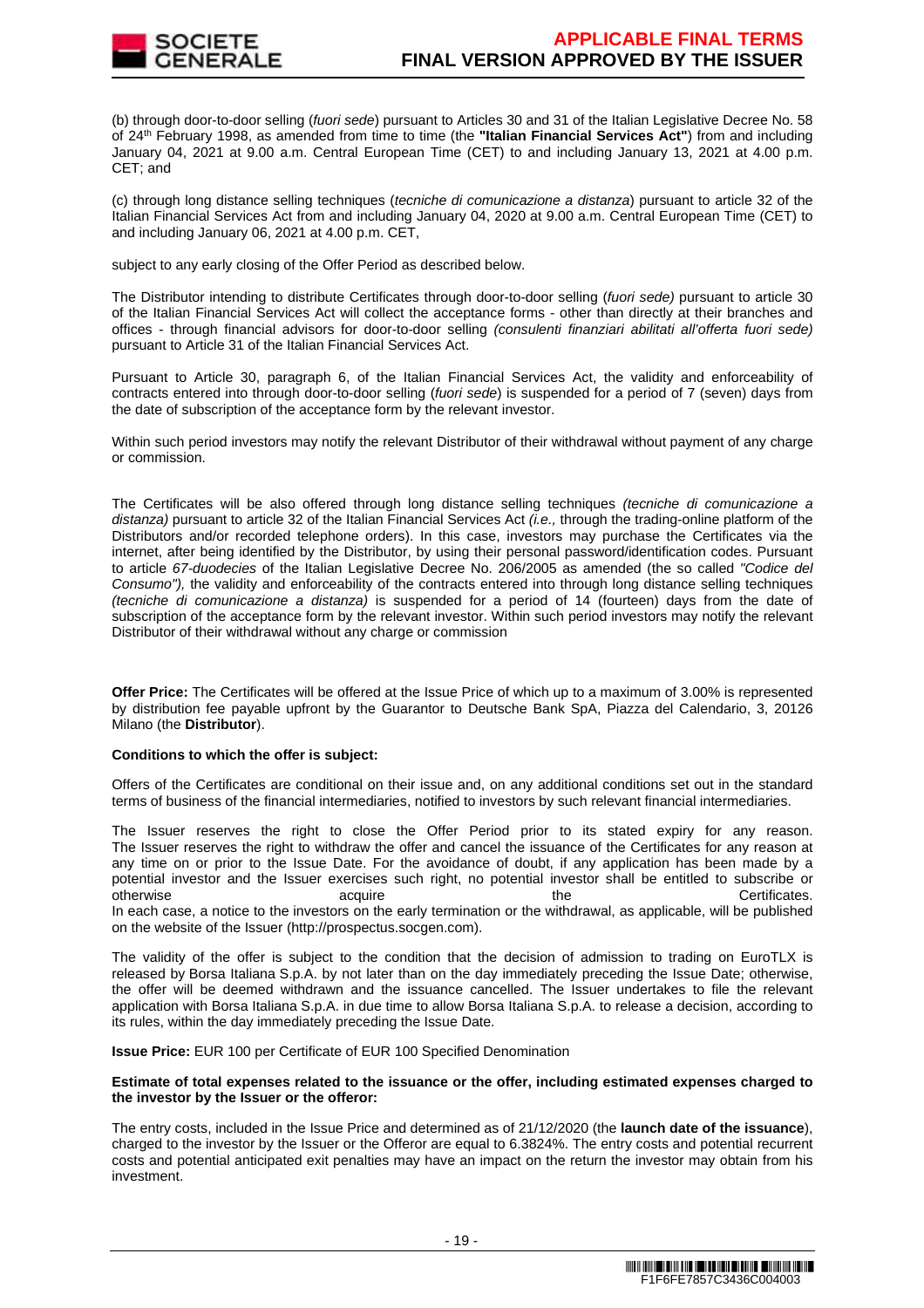(b) through door-to-door selling (*fuori sede*) pursuant to Articles 30 and 31 of the Italian Legislative Decree No. 58 of 24th February 1998, as amended from time to time (the **"Italian Financial Services Act"**) from and including January 04, 2021 at 9.00 a.m. Central European Time (CET) to and including January 13, 2021 at 4.00 p.m. CET; and

(c) through long distance selling techniques (*tecniche di comunicazione a distanza*) pursuant to article 32 of the Italian Financial Services Act from and including January 04, 2020 at 9.00 a.m. Central European Time (CET) to and including January 06, 2021 at 4.00 p.m. CET,

subject to any early closing of the Offer Period as described below.

The Distributor intending to distribute Certificates through door-to-door selling (*fuori sede)* pursuant to article 30 of the Italian Financial Services Act will collect the acceptance forms - other than directly at their branches and offices - through financial advisors for door-to-door selling *(consulenti finanziari abilitati all'offerta fuori sede)* pursuant to Article 31 of the Italian Financial Services Act.

Pursuant to Article 30, paragraph 6, of the Italian Financial Services Act, the validity and enforceability of contracts entered into through door-to-door selling (*fuori sede*) is suspended for a period of 7 (seven) days from the date of subscription of the acceptance form by the relevant investor.

Within such period investors may notify the relevant Distributor of their withdrawal without payment of any charge or commission.

The Certificates will be also offered through long distance selling techniques *(tecniche di comunicazione a distanza)* pursuant to article 32 of the Italian Financial Services Act *(i.e.,* through the trading-online platform of the Distributors and/or recorded telephone orders). In this case, investors may purchase the Certificates via the internet, after being identified by the Distributor, by using their personal password/identification codes. Pursuant to article *67-duodecies* of the Italian Legislative Decree No. 206/2005 as amended (the so called *"Codice del Consumo"),* the validity and enforceability of the contracts entered into through long distance selling techniques *(tecniche di comunicazione a distanza)* is suspended for a period of 14 (fourteen) days from the date of subscription of the acceptance form by the relevant investor. Within such period investors may notify the relevant Distributor of their withdrawal without any charge or commission

**Offer Price:** The Certificates will be offered at the Issue Price of which up to a maximum of 3.00% is represented by distribution fee payable upfront by the Guarantor to Deutsche Bank SpA, Piazza del Calendario, 3, 20126 Milano (the **Distributor**).

**Conditions to which the offer is subject:**

Offers of the Certificates are conditional on their issue and, on any additional conditions set out in the standard terms of business of the financial intermediaries, notified to investors by such relevant financial intermediaries.

The Issuer reserves the right to close the Offer Period prior to its stated expiry for any reason. The Issuer reserves the right to withdraw the offer and cancel the issuance of the Certificates for any reason at any time on or prior to the Issue Date. For the avoidance of doubt, if any application has been made by a potential investor and the Issuer exercises such right, no potential investor shall be entitled to subscribe or otherwise acquire the Certificates.
In each case, a notice to the investors on the early termination or the withdrawal, as applicable, will be published on the website of the Issuer (http://prospectus.socgen.com).

The validity of the offer is subject to the condition that the decision of admission to trading on EuroTLX is released by Borsa Italiana S.p.A. by not later than on the day immediately preceding the Issue Date; otherwise, the offer will be deemed withdrawn and the issuance cancelled. The Issuer undertakes to file the relevant application with Borsa Italiana S.p.A. in due time to allow Borsa Italiana S.p.A. to release a decision, according to its rules, within the day immediately preceding the Issue Date.

**Issue Price:** EUR 100 per Certificate of EUR 100 Specified Denomination

**Estimate of total expenses related to the issuance or the offer, including estimated expenses charged to the investor by the Issuer or the offeror:**

The entry costs, included in the Issue Price and determined as of 21/12/2020 (the **launch date of the issuance**), charged to the investor by the Issuer or the Offeror are equal to 6.3824%. The entry costs and potential recurrent costs and potential anticipated exit penalties may have an impact on the return the investor may obtain from his investment.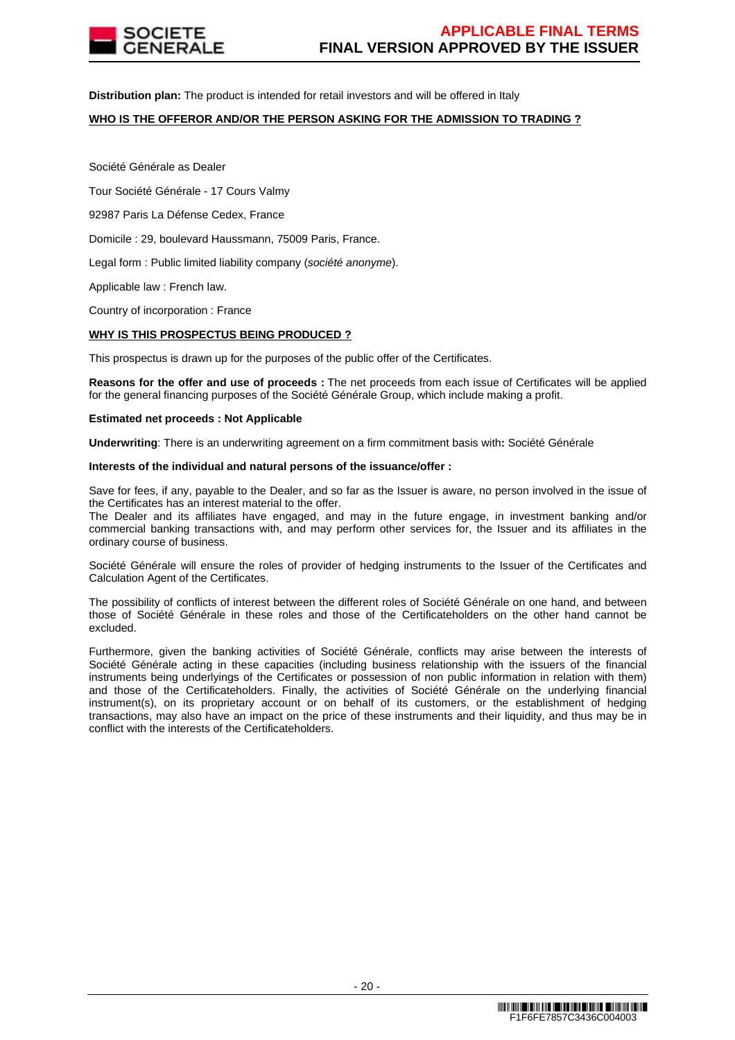**Distribution plan:** The product is intended for retail investors and will be offered in Italy

**WHO IS THE OFFEROR AND/OR THE PERSON ASKING FOR THE ADMISSION TO TRADING ?**

Société Générale as Dealer

Tour Société Générale - 17 Cours Valmy

92987 Paris La Défense Cedex, France

Domicile : 29, boulevard Haussmann, 75009 Paris, France.

Legal form : Public limited liability company (*société anonyme*).

Applicable law : French law.

Country of incorporation : France

**WHY IS THIS PROSPECTUS BEING PRODUCED ?**

This prospectus is drawn up for the purposes of the public offer of the Certificates.

**Reasons for the offer and use of proceeds :** The net proceeds from each issue of Certificates will be applied for the general financing purposes of the Société Générale Group, which include making a profit.

**Estimated net proceeds : Not Applicable**

**Underwriting**: There is an underwriting agreement on a firm commitment basis with**:** Société Générale

**Interests of the individual and natural persons of the issuance/offer :**

Save for fees, if any, payable to the Dealer, and so far as the Issuer is aware, no person involved in the issue of the Certificates has an interest material to the offer.
The Dealer and its affiliates have engaged, and may in the future engage, in investment banking and/or commercial banking transactions with, and may perform other services for, the Issuer and its affiliates in the ordinary course of business.

Société Générale will ensure the roles of provider of hedging instruments to the Issuer of the Certificates and Calculation Agent of the Certificates.

The possibility of conflicts of interest between the different roles of Société Générale on one hand, and between those of Société Générale in these roles and those of the Certificateholders on the other hand cannot be excluded.

Furthermore, given the banking activities of Société Générale, conflicts may arise between the interests of Société Générale acting in these capacities (including business relationship with the issuers of the financial instruments being underlyings of the Certificates or possession of non public information in relation with them) and those of the Certificateholders. Finally, the activities of Société Générale on the underlying financial instrument(s), on its proprietary account or on behalf of its customers, or the establishment of hedging transactions, may also have an impact on the price of these instruments and their liquidity, and thus may be in conflict with the interests of the Certificateholders.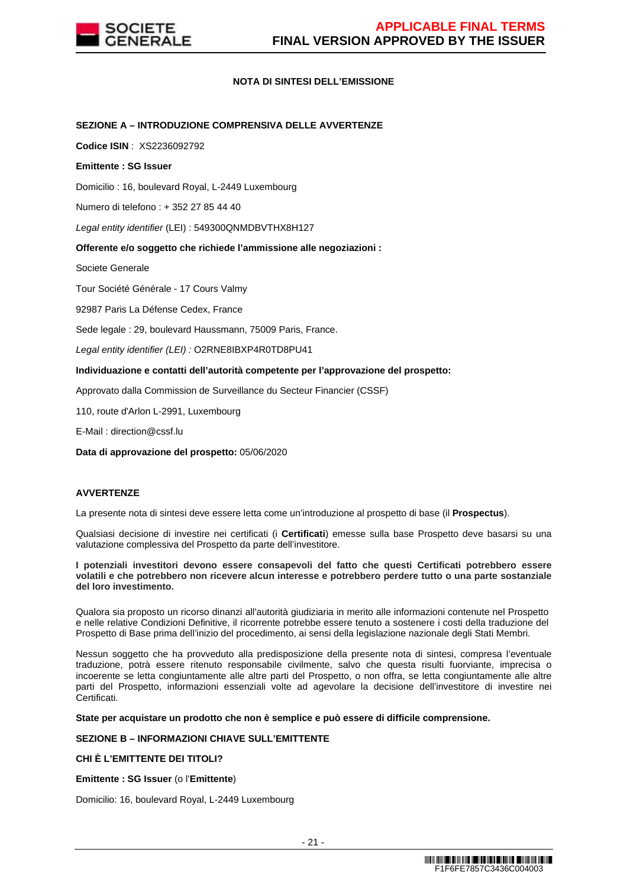## NOTA DI SINTESI DELL'EMISSIONE

### SEZIONE A – INTRODUZIONE COMPRENSIVA DELLE AVVERTENZE

**Codice ISIN** : XS2236092792

**Emittente : SG Issuer**

Domicilio : 16, boulevard Royal, L-2449 Luxembourg

Numero di telefono : + 352 27 85 44 40

*Legal entity identifier* (LEI) : 549300QNMDBVTHX8H127

**Offerente e/o soggetto che richiede l'ammissione alle negoziazioni :**

Societe Generale

Tour Société Générale - 17 Cours Valmy

92987 Paris La Défense Cedex, France

Sede legale : 29, boulevard Haussmann, 75009 Paris, France.

*Legal entity identifier (LEI) :* O2RNE8IBXP4R0TD8PU41

**Individuazione e contatti dell'autorità competente per l'approvazione del prospetto:**

Approvato dalla Commission de Surveillance du Secteur Financier (CSSF)

110, route d'Arlon L-2991, Luxembourg

E-Mail : direction@cssf.lu

**Data di approvazione del prospetto:** 05/06/2020

### AVVERTENZE

La presente nota di sintesi deve essere letta come un'introduzione al prospetto di base (il **Prospectus**).

Qualsiasi decisione di investire nei certificati (i **Certificati**) emesse sulla base Prospetto deve basarsi su una valutazione complessiva del Prospetto da parte dell'investitore.

**I potenziali investitori devono essere consapevoli del fatto che questi Certificati potrebbero essere volatili e che potrebbero non ricevere alcun interesse e potrebbero perdere tutto o una parte sostanziale del loro investimento.**

Qualora sia proposto un ricorso dinanzi all'autorità giudiziaria in merito alle informazioni contenute nel Prospetto e nelle relative Condizioni Definitive, il ricorrente potrebbe essere tenuto a sostenere i costi della traduzione del Prospetto di Base prima dell'inizio del procedimento, ai sensi della legislazione nazionale degli Stati Membri.

Nessun soggetto che ha provveduto alla predisposizione della presente nota di sintesi, compresa l'eventuale traduzione, potrà essere ritenuto responsabile civilmente, salvo che questa risulti fuorviante, imprecisa o incoerente se letta congiuntamente alle altre parti del Prospetto, o non offra, se letta congiuntamente alle altre parti del Prospetto, informazioni essenziali volte ad agevolare la decisione dell'investitore di investire nei Certificati.

**State per acquistare un prodotto che non è semplice e può essere di difficile comprensione.**

### SEZIONE B – INFORMAZIONI CHIAVE SULL'EMITTENTE

**CHI È L'EMITTENTE DEI TITOLI?**

**Emittente : SG Issuer** (o l'**Emittente**)

Domicilio: 16, boulevard Royal, L-2449 Luxembourg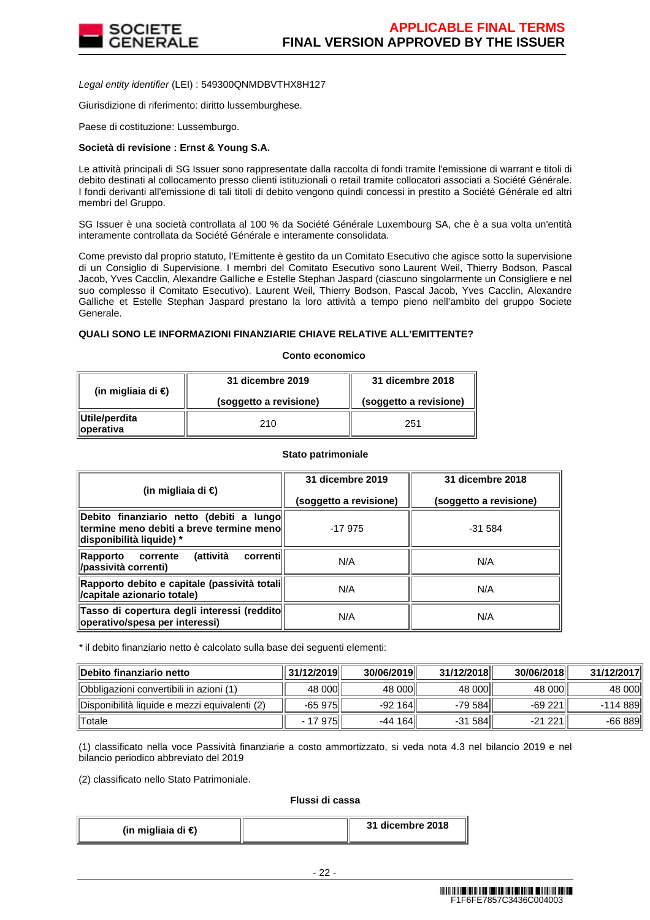*Legal entity identifier* (LEI) : 549300QNMDBVTHX8H127

Giurisdizione di riferimento: diritto lussemburghese.

Paese di costituzione: Lussemburgo.

**Società di revisione : Ernst & Young S.A.**

Le attività principali di SG Issuer sono rappresentate dalla raccolta di fondi tramite l'emissione di warrant e titoli di debito destinati al collocamento presso clienti istituzionali o retail tramite collocatori associati a Société Générale. I fondi derivanti all'emissione di tali titoli di debito vengono quindi concessi in prestito a Société Générale ed altri membri del Gruppo.

SG Issuer è una società controllata al 100 % da Société Générale Luxembourg SA, che è a sua volta un'entità interamente controllata da Société Générale e interamente consolidata.

Come previsto dal proprio statuto, l'Emittente è gestito da un Comitato Esecutivo che agisce sotto la supervisione di un Consiglio di Supervisione. I membri del Comitato Esecutivo sono Laurent Weil, Thierry Bodson, Pascal Jacob, Yves Cacclin, Alexandre Galliche e Estelle Stephan Jaspard (ciascuno singolarmente un Consigliere e nel suo complesso il Comitato Esecutivo). Laurent Weil, Thierry Bodson, Pascal Jacob, Yves Cacclin, Alexandre Galliche et Estelle Stephan Jaspard prestano la loro attività a tempo pieno nell'ambito del gruppo Societe Generale.

**QUALI SONO LE INFORMAZIONI FINANZIARIE CHIAVE RELATIVE ALL'EMITTENTE?**

**Conto economico**

| (in migliaia di €) | 31 dicembre 2019 (soggetto a revisione) | 31 dicembre 2018 (soggetto a revisione) |
|---|---|---|
| **Utile/perdita operativa** | 210 | 251 |

**Stato patrimoniale**

| (in migliaia di €) | 31 dicembre 2019 (soggetto a revisione) | 31 dicembre 2018 (soggetto a revisione) |
|---|---|---|
| **Debito finanziario netto (debiti a lungo termine meno debiti a breve termine meno disponibilità liquide) *** | -17 975 | -31 584 |
| **Rapporto corrente (attività correnti /passività correnti)** | N/A | N/A |
| **Rapporto debito e capitale (passività totali /capitale azionario totale)** | N/A | N/A |
| **Tasso di copertura degli interessi (reddito operativo/spesa per interessi)** | N/A | N/A |

* il debito finanziario netto è calcolato sulla base dei seguenti elementi:

| Debito finanziario netto | 31/12/2019 | 30/06/2019 | 31/12/2018 | 30/06/2018 | 31/12/2017 |
|---|---|---|---|---|---|
| Obbligazioni convertibili in azioni (1) | 48 000 | 48 000 | 48 000 | 48 000 | 48 000 |
| Disponibilità liquide e mezzi equivalenti (2) | -65 975 | -92 164 | -79 584 | -69 221 | -114 889 |
| Totale | - 17 975 | -44 164 | -31 584 | -21 221 | -66 889 |

(1) classificato nella voce Passività finanziarie a costo ammortizzato, si veda nota 4.3 nel bilancio 2019 e nel bilancio periodico abbreviato del 2019

(2) classificato nello Stato Patrimoniale.

**Flussi di cassa**

| (in migliaia di €) | | 31 dicembre 2018 |
|---|---|---|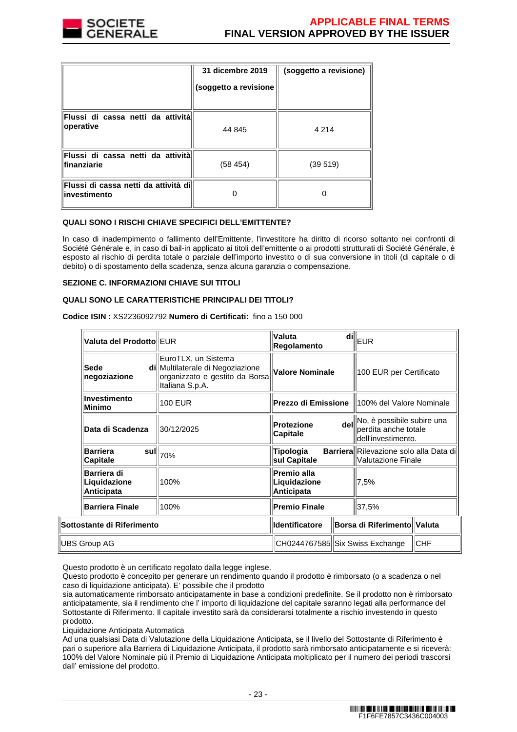| | 31 dicembre 2019 (soggetto a revisione | (soggetto a revisione) |
|---|---|---|
| **Flussi di cassa netti da attività operative** | 44 845 | 4 214 |
| **Flussi di cassa netti da attività finanziarie** | (58 454) | (39 519) |
| **Flussi di cassa netti da attività di investimento** | 0 | 0 |

**QUALI SONO I RISCHI CHIAVE SPECIFICI DELL'EMITTENTE?**

In caso di inadempimento o fallimento dell'Emittente, l'investitore ha diritto di ricorso soltanto nei confronti di Société Générale e, in caso di bail-in applicato ai titoli dell'emittente o ai prodotti strutturati di Société Générale, è esposto al rischio di perdita totale o parziale dell'importo investito o di sua conversione in titoli (di capitale o di debito) o di spostamento della scadenza, senza alcuna garanzia o compensazione.

**SEZIONE C. INFORMAZIONI CHIAVE SUI TITOLI**

**QUALI SONO LE CARATTERISTICHE PRINCIPALI DEI TITOLI?**

**Codice ISIN :** XS2236092792 **Numero di Certificati:** fino a 150 000

| | | | |
|---|---|---|---|
| **Valuta del Prodotto** | EUR | **Valuta di Regolamento** | EUR |
| **Sede di negoziazione** | EuroTLX, un Sistema Multilaterale di Negoziazione organizzato e gestito da Borsa Italiana S.p.A. | **Valore Nominale** | 100 EUR per Certificato |
| **Investimento Minimo** | 100 EUR | **Prezzo di Emissione** | 100% del Valore Nominale |
| **Data di Scadenza** | 30/12/2025 | **Protezione del Capitale** | No, è possibile subire una perdita anche totale dell'investimento. |
| **Barriera sul Capitale** | 70% | **Tipologia Barriera sul Capitale** | Rilevazione solo alla Data di Valutazione Finale |
| **Barriera di Liquidazione Anticipata** | 100% | **Premio alla Liquidazione Anticipata** | 7,5% |
| **Barriera Finale** | 100% | **Premio Finale** | 37,5% |

| Sottostante di Riferimento | Identificatore | Borsa di Riferimento | Valuta |
|---|---|---|---|
| UBS Group AG | CH0244767585 | Six Swiss Exchange | CHF |

Questo prodotto è un certificato regolato dalla legge inglese.
Questo prodotto è concepito per generare un rendimento quando il prodotto è rimborsato (o a scadenza o nel caso di liquidazione anticipata). E' possibile che il prodotto
sia automaticamente rimborsato anticipatamente in base a condizioni predefinite. Se il prodotto non è rimborsato anticipatamente, sia il rendimento che l' importo di liquidazione del capitale saranno legati alla performance del Sottostante di Riferimento. Il capitale investito sarà da considerarsi totalmente a rischio investendo in questo prodotto.
Liquidazione Anticipata Automatica
Ad una qualsiasi Data di Valutazione della Liquidazione Anticipata, se il livello del Sottostante di Riferimento è pari o superiore alla Barriera di Liquidazione Anticipata, il prodotto sarà rimborsato anticipatamente e si riceverà: 100% del Valore Nominale più il Premio di Liquidazione Anticipata moltiplicato per il numero dei periodi trascorsi dall' emissione del prodotto.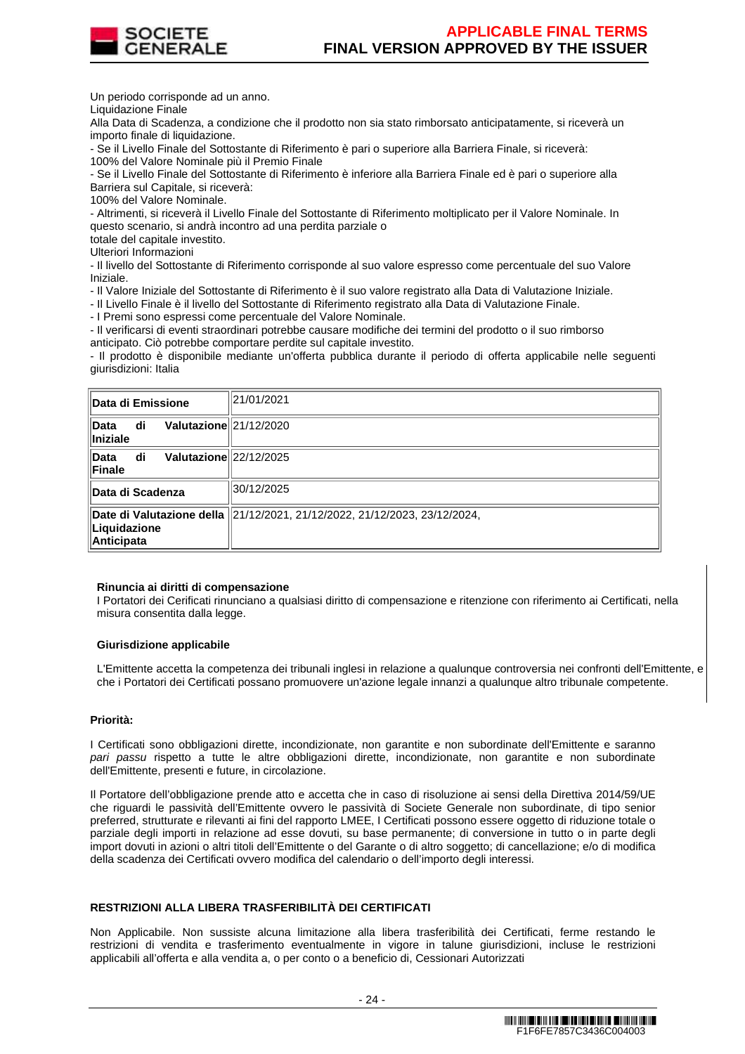Un periodo corrisponde ad un anno.
Liquidazione Finale
Alla Data di Scadenza, a condizione che il prodotto non sia stato rimborsato anticipatamente, si riceverà un importo finale di liquidazione.
- Se il Livello Finale del Sottostante di Riferimento è pari o superiore alla Barriera Finale, si riceverà:
100% del Valore Nominale più il Premio Finale
- Se il Livello Finale del Sottostante di Riferimento è inferiore alla Barriera Finale ed è pari o superiore alla Barriera sul Capitale, si riceverà:
100% del Valore Nominale.
- Altrimenti, si riceverà il Livello Finale del Sottostante di Riferimento moltiplicato per il Valore Nominale. In questo scenario, si andrà incontro ad una perdita parziale o
totale del capitale investito.
Ulteriori Informazioni
- Il livello del Sottostante di Riferimento corrisponde al suo valore espresso come percentuale del suo Valore Iniziale.
- Il Valore Iniziale del Sottostante di Riferimento è il suo valore registrato alla Data di Valutazione Iniziale.
- Il Livello Finale è il livello del Sottostante di Riferimento registrato alla Data di Valutazione Finale.
- I Premi sono espressi come percentuale del Valore Nominale.
- Il verificarsi di eventi straordinari potrebbe causare modifiche dei termini del prodotto o il suo rimborso anticipato. Ciò potrebbe comportare perdite sul capitale investito.
- Il prodotto è disponibile mediante un'offerta pubblica durante il periodo di offerta applicabile nelle seguenti giurisdizioni: Italia

| | |
|---|---|
| **Data di Emissione** | 21/01/2021 |
| **Data di Valutazione Iniziale** | 21/12/2020 |
| **Data di Valutazione Finale** | 22/12/2025 |
| **Data di Scadenza** | 30/12/2025 |
| **Date di Valutazione della Liquidazione Anticipata** | 21/12/2021, 21/12/2022, 21/12/2023, 23/12/2024, |

**Rinuncia ai diritti di compensazione**
I Portatori dei Cerificati rinunciano a qualsiasi diritto di compensazione e ritenzione con riferimento ai Certificati, nella misura consentita dalla legge.

**Giurisdizione applicabile**

L'Emittente accetta la competenza dei tribunali inglesi in relazione a qualunque controversia nei confronti dell'Emittente, e che i Portatori dei Certificati possano promuovere un'azione legale innanzi a qualunque altro tribunale competente.

**Priorità:**

I Certificati sono obbligazioni dirette, incondizionate, non garantite e non subordinate dell'Emittente e saranno *pari passu* rispetto a tutte le altre obbligazioni dirette, incondizionate, non garantite e non subordinate dell'Emittente, presenti e future, in circolazione.

Il Portatore dell'obbligazione prende atto e accetta che in caso di risoluzione ai sensi della Direttiva 2014/59/UE che riguardi le passività dell'Emittente ovvero le passività di Societe Generale non subordinate, di tipo senior preferred, strutturate e rilevanti ai fini del rapporto LMEE, I Certificati possono essere oggetto di riduzione totale o parziale degli importi in relazione ad esse dovuti, su base permanente; di conversione in tutto o in parte degli import dovuti in azioni o altri titoli dell'Emittente o del Garante o di altro soggetto; di cancellazione; e/o di modifica della scadenza dei Certificati ovvero modifica del calendario o dell'importo degli interessi.

**RESTRIZIONI ALLA LIBERA TRASFERIBILITÀ DEI CERTIFICATI**

Non Applicabile. Non sussiste alcuna limitazione alla libera trasferibilità dei Certificati, ferme restando le restrizioni di vendita e trasferimento eventualmente in vigore in talune giurisdizioni, incluse le restrizioni applicabili all'offerta e alla vendita a, o per conto o a beneficio di, Cessionari Autorizzati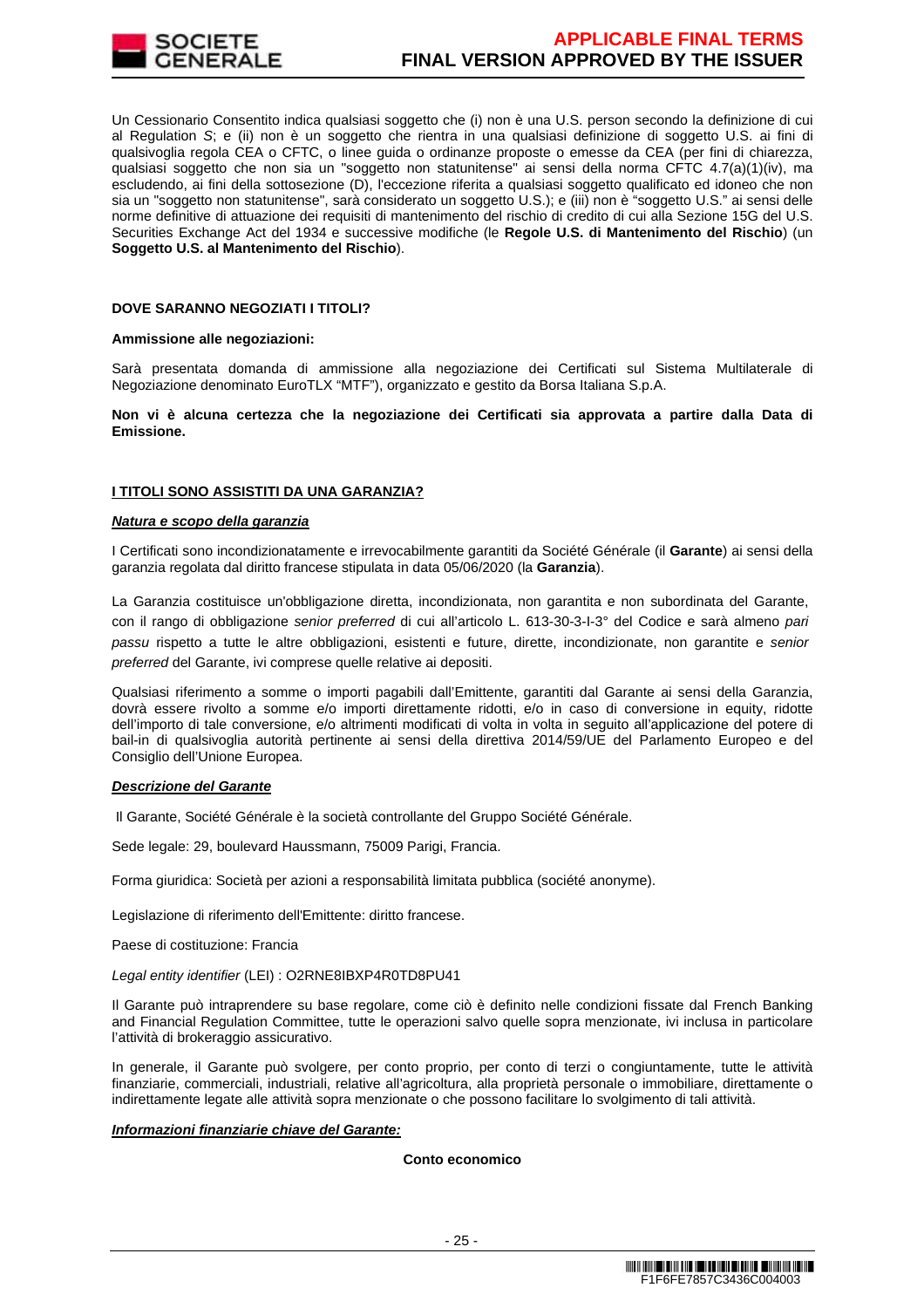Un Cessionario Consentito indica qualsiasi soggetto che (i) non è una U.S. person secondo la definizione di cui al Regulation *S*; e (ii) non è un soggetto che rientra in una qualsiasi definizione di soggetto U.S. ai fini di qualsivoglia regola CEA o CFTC, o linee guida o ordinanze proposte o emesse da CEA (per fini di chiarezza, qualsiasi soggetto che non sia un "soggetto non statunitense" ai sensi della norma CFTC 4.7(a)(1)(iv), ma escludendo, ai fini della sottosezione (D), l'eccezione riferita a qualsiasi soggetto qualificato ed idoneo che non sia un "soggetto non statunitense", sarà considerato un soggetto U.S.); e (iii) non è "soggetto U.S." ai sensi delle norme definitive di attuazione dei requisiti di mantenimento del rischio di credito di cui alla Sezione 15G del U.S. Securities Exchange Act del 1934 e successive modifiche (le **Regole U.S. di Mantenimento del Rischio**) (un **Soggetto U.S. al Mantenimento del Rischio**).

**DOVE SARANNO NEGOZIATI I TITOLI?**

**Ammissione alle negoziazioni:**

Sarà presentata domanda di ammissione alla negoziazione dei Certificati sul Sistema Multilaterale di Negoziazione denominato EuroTLX "MTF"), organizzato e gestito da Borsa Italiana S.p.A.

**Non vi è alcuna certezza che la negoziazione dei Certificati sia approvata a partire dalla Data di Emissione.**

**I TITOLI SONO ASSISTITI DA UNA GARANZIA?**

***Natura e scopo della garanzia***

I Certificati sono incondizionatamente e irrevocabilmente garantiti da Société Générale (il **Garante**) ai sensi della garanzia regolata dal diritto francese stipulata in data 05/06/2020 (la **Garanzia**).

La Garanzia costituisce un'obbligazione diretta, incondizionata, non garantita e non subordinata del Garante, con il rango di obbligazione *senior preferred* di cui all'articolo L. 613-30-3-I-3° del Codice e sarà almeno *pari passu* rispetto a tutte le altre obbligazioni, esistenti e future, dirette, incondizionate, non garantite e *senior preferred* del Garante, ivi comprese quelle relative ai depositi.

Qualsiasi riferimento a somme o importi pagabili dall'Emittente, garantiti dal Garante ai sensi della Garanzia, dovrà essere rivolto a somme e/o importi direttamente ridotti, e/o in caso di conversione in equity, ridotte dell'importo di tale conversione, e/o altrimenti modificati di volta in volta in seguito all'applicazione del potere di bail-in di qualsivoglia autorità pertinente ai sensi della direttiva 2014/59/UE del Parlamento Europeo e del Consiglio dell'Unione Europea.

***Descrizione del Garante***

Il Garante, Société Générale è la società controllante del Gruppo Société Générale.

Sede legale: 29, boulevard Haussmann, 75009 Parigi, Francia.

Forma giuridica: Società per azioni a responsabilità limitata pubblica (société anonyme).

Legislazione di riferimento dell'Emittente: diritto francese.

Paese di costituzione: Francia

*Legal entity identifier* (LEI) : O2RNE8IBXP4R0TD8PU41

Il Garante può intraprendere su base regolare, come ciò è definito nelle condizioni fissate dal French Banking and Financial Regulation Committee, tutte le operazioni salvo quelle sopra menzionate, ivi inclusa in particolare l'attività di brokeraggio assicurativo.

In generale, il Garante può svolgere, per conto proprio, per conto di terzi o congiuntamente, tutte le attività finanziarie, commerciali, industriali, relative all'agricoltura, alla proprietà personale o immobiliare, direttamente o indirettamente legate alle attività sopra menzionate o che possono facilitare lo svolgimento di tali attività.

***Informazioni finanziarie chiave del Garante:***

**Conto economico**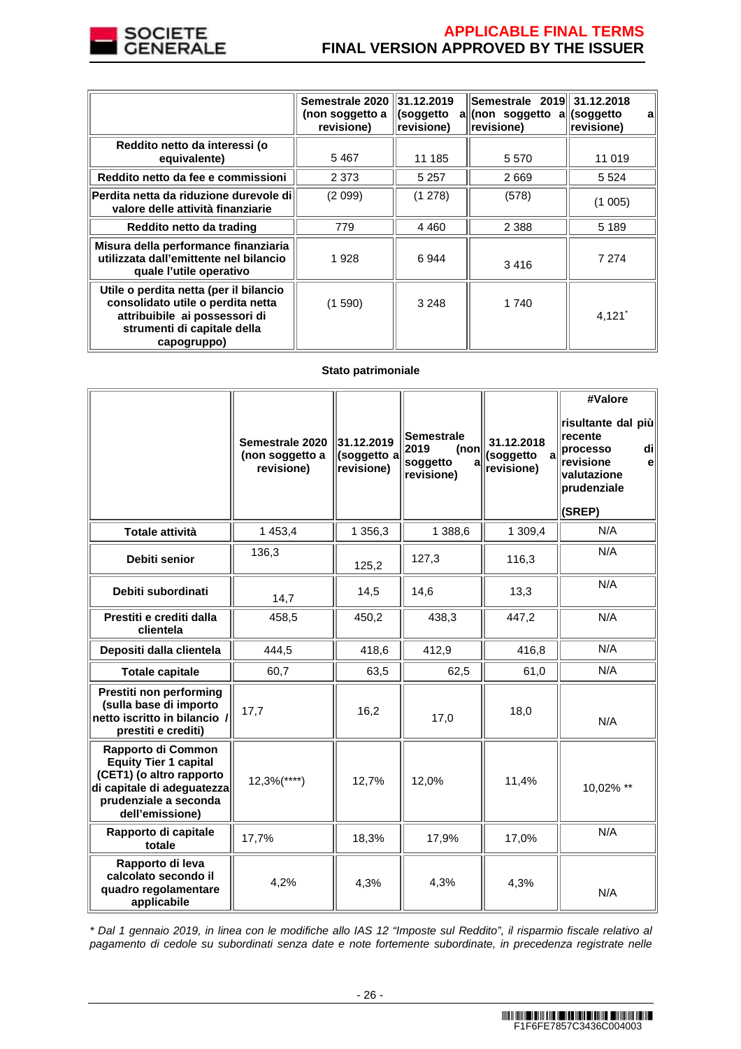| | Semestrale 2020 (non soggetto a revisione) | 31.12.2019 (soggetto a revisione) | Semestrale 2019 (non soggetto a revisione) | 31.12.2018 (soggetto a revisione) |
|---|---|---|---|---|
| **Reddito netto da interessi (o equivalente)** | 5 467 | 11 185 | 5 570 | 11 019 |
| **Reddito netto da fee e commissioni** | 2 373 | 5 257 | 2 669 | 5 524 |
| **Perdita netta da riduzione durevole di valore delle attività finanziarie** | (2 099) | (1 278) | (578) | (1 005) |
| **Reddito netto da trading** | 779 | 4 460 | 2 388 | 5 189 |
| **Misura della performance finanziaria utilizzata dall'emittente nel bilancio quale l'utile operativo** | 1 928 | 6 944 | 3 416 | 7 274 |
| **Utile o perdita netta (per il bilancio consolidato utile o perdita netta attribuibile ai possessori di strumenti di capitale della capogruppo)** | (1 590) | 3 248 | 1 740 | 4,121* |

**Stato patrimoniale**

| | Semestrale 2020 (non soggetto a revisione) | 31.12.2019 (soggetto a revisione) | Semestrale 2019 (non soggetto a revisione) | 31.12.2018 (soggetto a revisione) | #Valore risultante dal più recente processo di revisione e valutazione prudenziale (SREP) |
|---|---|---|---|---|---|
| **Totale attività** | 1 453,4 | 1 356,3 | 1 388,6 | 1 309,4 | N/A |
| **Debiti senior** | 136,3 | 125,2 | 127,3 | 116,3 | N/A |
| **Debiti subordinati** | 14,7 | 14,5 | 14,6 | 13,3 | N/A |
| **Prestiti e crediti dalla clientela** | 458,5 | 450,2 | 438,3 | 447,2 | N/A |
| **Depositi dalla clientela** | 444,5 | 418,6 | 412,9 | 416,8 | N/A |
| **Totale capitale** | 60,7 | 63,5 | 62,5 | 61,0 | N/A |
| **Prestiti non performing (sulla base di importo netto iscritto in bilancio / prestiti e crediti)** | 17,7 | 16,2 | 17,0 | 18,0 | N/A |
| **Rapporto di Common Equity Tier 1 capital (CET1) (o altro rapporto di capitale di adeguatezza prudenziale a seconda dell'emissione)** | 12,3%(****) | 12,7% | 12,0% | 11,4% | 10,02% ** |
| **Rapporto di capitale totale** | 17,7% | 18,3% | 17,9% | 17,0% | N/A |
| **Rapporto di leva calcolato secondo il quadro regolamentare applicabile** | 4,2% | 4,3% | 4,3% | 4,3% | N/A |

*\* Dal 1 gennaio 2019, in linea con le modifiche allo IAS 12 "Imposte sul Reddito", il risparmio fiscale relativo al pagamento di cedole su subordinati senza date e note fortemente subordinate, in precedenza registrate nelle*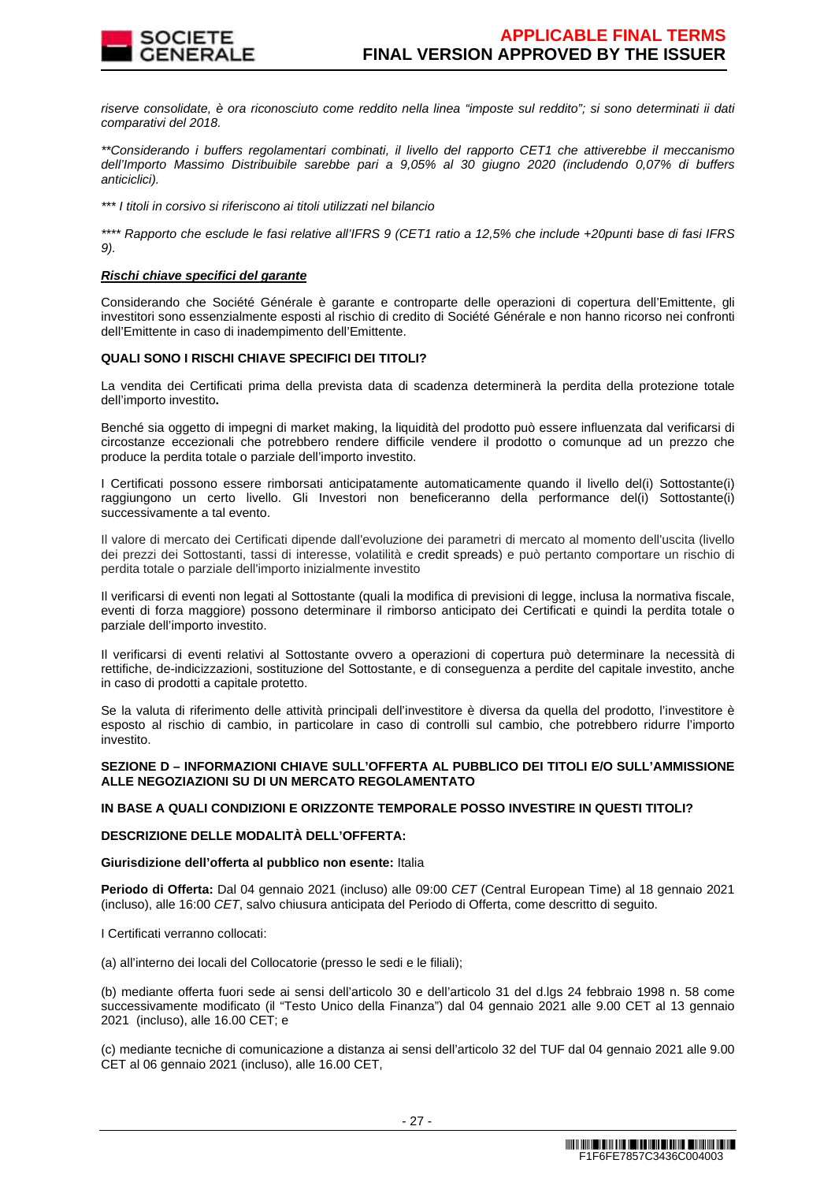*riserve consolidate, è ora riconosciuto come reddito nella linea "imposte sul reddito"; si sono determinati ii dati comparativi del 2018.*

*\*\*Considerando i buffers regolamentari combinati, il livello del rapporto CET1 che attiverebbe il meccanismo dell'Importo Massimo Distribuibile sarebbe pari a 9,05% al 30 giugno 2020 (includendo 0,07% di buffers anticiclici).*

*\*\*\* I titoli in corsivo si riferiscono ai titoli utilizzati nel bilancio*

*\*\*\*\* Rapporto che esclude le fasi relative all'IFRS 9 (CET1 ratio a 12,5% che include +20punti base di fasi IFRS 9).*

***Rischi chiave specifici del garante***

Considerando che Société Générale è garante e controparte delle operazioni di copertura dell'Emittente, gli investitori sono essenzialmente esposti al rischio di credito di Société Générale e non hanno ricorso nei confronti dell'Emittente in caso di inadempimento dell'Emittente.

**QUALI SONO I RISCHI CHIAVE SPECIFICI DEI TITOLI?**

La vendita dei Certificati prima della prevista data di scadenza determinerà la perdita della protezione totale dell'importo investito**.**

Benché sia oggetto di impegni di market making, la liquidità del prodotto può essere influenzata dal verificarsi di circostanze eccezionali che potrebbero rendere difficile vendere il prodotto o comunque ad un prezzo che produce la perdita totale o parziale dell'importo investito.

I Certificati possono essere rimborsati anticipatamente automaticamente quando il livello del(i) Sottostante(i) raggiungono un certo livello. Gli Investori non beneficeranno della performance del(i) Sottostante(i) successivamente a tal evento.

Il valore di mercato dei Certificati dipende dall'evoluzione dei parametri di mercato al momento dell'uscita (livello dei prezzi dei Sottostanti, tassi di interesse, volatilità e credit spreads) e può pertanto comportare un rischio di perdita totale o parziale dell'importo inizialmente investito

Il verificarsi di eventi non legati al Sottostante (quali la modifica di previsioni di legge, inclusa la normativa fiscale, eventi di forza maggiore) possono determinare il rimborso anticipato dei Certificati e quindi la perdita totale o parziale dell'importo investito.

Il verificarsi di eventi relativi al Sottostante ovvero a operazioni di copertura può determinare la necessità di rettifiche, de-indicizzazioni, sostituzione del Sottostante, e di conseguenza a perdite del capitale investito, anche in caso di prodotti a capitale protetto.

Se la valuta di riferimento delle attività principali dell'investitore è diversa da quella del prodotto, l'investitore è esposto al rischio di cambio, in particolare in caso di controlli sul cambio, che potrebbero ridurre l'importo investito.

**SEZIONE D – INFORMAZIONI CHIAVE SULL'OFFERTA AL PUBBLICO DEI TITOLI E/O SULL'AMMISSIONE ALLE NEGOZIAZIONI SU DI UN MERCATO REGOLAMENTATO**

**IN BASE A QUALI CONDIZIONI E ORIZZONTE TEMPORALE POSSO INVESTIRE IN QUESTI TITOLI?**

**DESCRIZIONE DELLE MODALITÀ DELL'OFFERTA:**

**Giurisdizione dell'offerta al pubblico non esente:** Italia

**Periodo di Offerta:** Dal 04 gennaio 2021 (incluso) alle 09:00 *CET* (Central European Time) al 18 gennaio 2021 (incluso), alle 16:00 *CET*, salvo chiusura anticipata del Periodo di Offerta, come descritto di seguito.

I Certificati verranno collocati:

(a) all'interno dei locali del Collocatorie (presso le sedi e le filiali);

(b) mediante offerta fuori sede ai sensi dell'articolo 30 e dell'articolo 31 del d.lgs 24 febbraio 1998 n. 58 come successivamente modificato (il "Testo Unico della Finanza") dal 04 gennaio 2021 alle 9.00 CET al 13 gennaio 2021 (incluso), alle 16.00 CET; e

(c) mediante tecniche di comunicazione a distanza ai sensi dell'articolo 32 del TUF dal 04 gennaio 2021 alle 9.00 CET al 06 gennaio 2021 (incluso), alle 16.00 CET,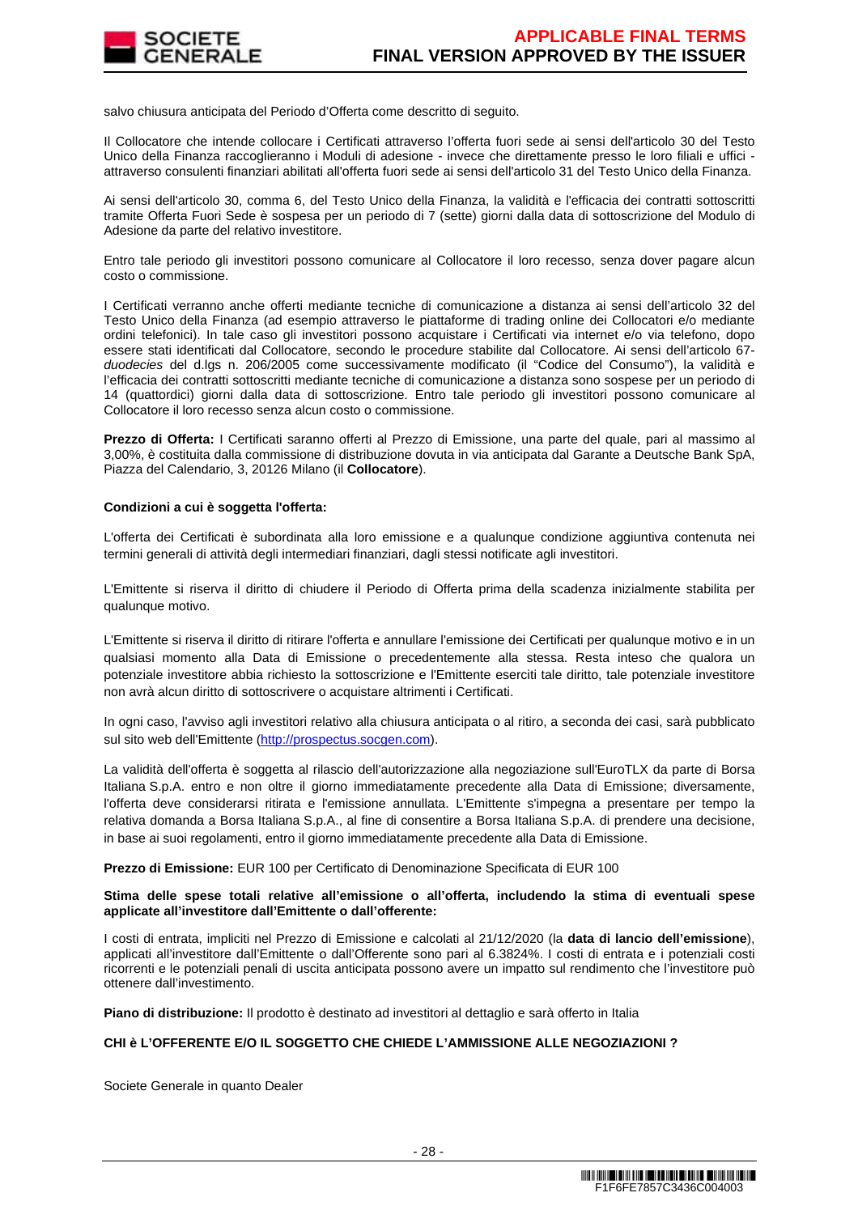salvo chiusura anticipata del Periodo d'Offerta come descritto di seguito.

Il Collocatore che intende collocare i Certificati attraverso l'offerta fuori sede ai sensi dell'articolo 30 del Testo Unico della Finanza raccoglieranno i Moduli di adesione - invece che direttamente presso le loro filiali e uffici - attraverso consulenti finanziari abilitati all'offerta fuori sede ai sensi dell'articolo 31 del Testo Unico della Finanza.

Ai sensi dell'articolo 30, comma 6, del Testo Unico della Finanza, la validità e l'efficacia dei contratti sottoscritti tramite Offerta Fuori Sede è sospesa per un periodo di 7 (sette) giorni dalla data di sottoscrizione del Modulo di Adesione da parte del relativo investitore.

Entro tale periodo gli investitori possono comunicare al Collocatore il loro recesso, senza dover pagare alcun costo o commissione.

I Certificati verranno anche offerti mediante tecniche di comunicazione a distanza ai sensi dell'articolo 32 del Testo Unico della Finanza (ad esempio attraverso le piattaforme di trading online dei Collocatori e/o mediante ordini telefonici). In tale caso gli investitori possono acquistare i Certificati via internet e/o via telefono, dopo essere stati identificati dal Collocatore, secondo le procedure stabilite dal Collocatore. Ai sensi dell'articolo 67-*duodecies* del d.lgs n. 206/2005 come successivamente modificato (il "Codice del Consumo"), la validità e l'efficacia dei contratti sottoscritti mediante tecniche di comunicazione a distanza sono sospese per un periodo di 14 (quattordici) giorni dalla data di sottoscrizione. Entro tale periodo gli investitori possono comunicare al Collocatore il loro recesso senza alcun costo o commissione.

**Prezzo di Offerta:** I Certificati saranno offerti al Prezzo di Emissione, una parte del quale, pari al massimo al 3,00%, è costituita dalla commissione di distribuzione dovuta in via anticipata dal Garante a Deutsche Bank SpA, Piazza del Calendario, 3, 20126 Milano (il **Collocatore**).

**Condizioni a cui è soggetta l'offerta:**

L'offerta dei Certificati è subordinata alla loro emissione e a qualunque condizione aggiuntiva contenuta nei termini generali di attività degli intermediari finanziari, dagli stessi notificate agli investitori.

L'Emittente si riserva il diritto di chiudere il Periodo di Offerta prima della scadenza inizialmente stabilita per qualunque motivo.

L'Emittente si riserva il diritto di ritirare l'offerta e annullare l'emissione dei Certificati per qualunque motivo e in un qualsiasi momento alla Data di Emissione o precedentemente alla stessa. Resta inteso che qualora un potenziale investitore abbia richiesto la sottoscrizione e l'Emittente eserciti tale diritto, tale potenziale investitore non avrà alcun diritto di sottoscrivere o acquistare altrimenti i Certificati.

In ogni caso, l'avviso agli investitori relativo alla chiusura anticipata o al ritiro, a seconda dei casi, sarà pubblicato sul sito web dell'Emittente (http://prospectus.socgen.com).

La validità dell'offerta è soggetta al rilascio dell'autorizzazione alla negoziazione sull'EuroTLX da parte di Borsa Italiana S.p.A. entro e non oltre il giorno immediatamente precedente alla Data di Emissione; diversamente, l'offerta deve considerarsi ritirata e l'emissione annullata. L'Emittente s'impegna a presentare per tempo la relativa domanda a Borsa Italiana S.p.A., al fine di consentire a Borsa Italiana S.p.A. di prendere una decisione, in base ai suoi regolamenti, entro il giorno immediatamente precedente alla Data di Emissione.

**Prezzo di Emissione:** EUR 100 per Certificato di Denominazione Specificata di EUR 100

**Stima delle spese totali relative all'emissione o all'offerta, includendo la stima di eventuali spese applicate all'investitore dall'Emittente o dall'offerente:**

I costi di entrata, impliciti nel Prezzo di Emissione e calcolati al 21/12/2020 (la **data di lancio dell'emissione**), applicati all'investitore dall'Emittente o dall'Offerente sono pari al 6.3824%. I costi di entrata e i potenziali costi ricorrenti e le potenziali penali di uscita anticipata possono avere un impatto sul rendimento che l'investitore può ottenere dall'investimento.

**Piano di distribuzione:** Il prodotto è destinato ad investitori al dettaglio e sarà offerto in Italia

**CHI è L'OFFERENTE E/O IL SOGGETTO CHE CHIEDE L'AMMISSIONE ALLE NEGOZIAZIONI ?**

Societe Generale in quanto Dealer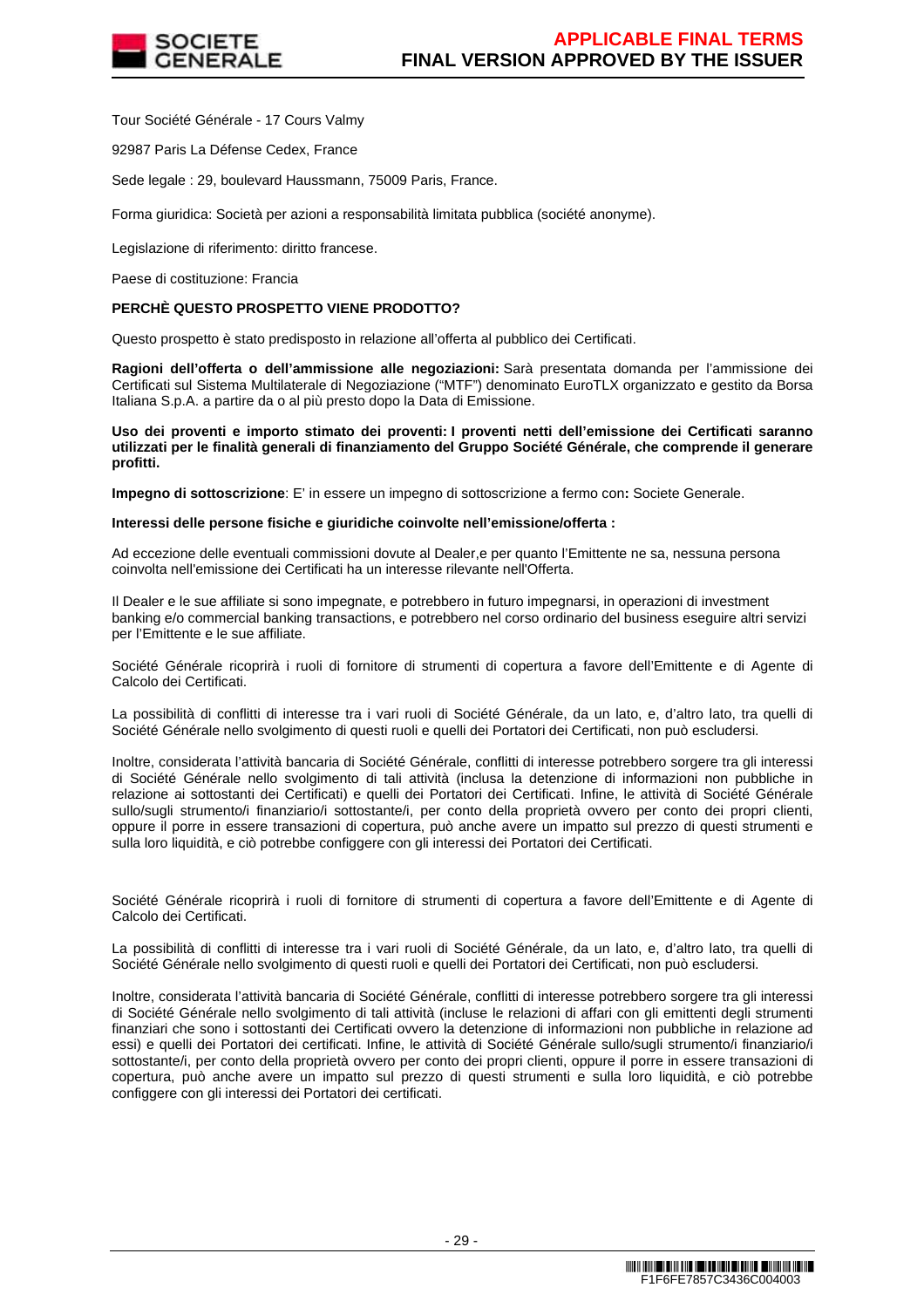Tour Société Générale - 17 Cours Valmy

92987 Paris La Défense Cedex, France

Sede legale : 29, boulevard Haussmann, 75009 Paris, France.

Forma giuridica: Società per azioni a responsabilità limitata pubblica (société anonyme).

Legislazione di riferimento: diritto francese.

Paese di costituzione: Francia

**PERCHÈ QUESTO PROSPETTO VIENE PRODOTTO?**

Questo prospetto è stato predisposto in relazione all'offerta al pubblico dei Certificati.

**Ragioni dell'offerta o dell'ammissione alle negoziazioni:** Sarà presentata domanda per l'ammissione dei Certificati sul Sistema Multilaterale di Negoziazione ("MTF") denominato EuroTLX organizzato e gestito da Borsa Italiana S.p.A. a partire da o al più presto dopo la Data di Emissione.

**Uso dei proventi e importo stimato dei proventi: I proventi netti dell'emissione dei Certificati saranno utilizzati per le finalità generali di finanziamento del Gruppo Société Générale, che comprende il generare profitti.**

**Impegno di sottoscrizione**: E' in essere un impegno di sottoscrizione a fermo con**:** Societe Generale.

**Interessi delle persone fisiche e giuridiche coinvolte nell'emissione/offerta :**

Ad eccezione delle eventuali commissioni dovute al Dealer,e per quanto l'Emittente ne sa, nessuna persona coinvolta nell'emissione dei Certificati ha un interesse rilevante nell'Offerta.

Il Dealer e le sue affiliate si sono impegnate, e potrebbero in futuro impegnarsi, in operazioni di investment banking e/o commercial banking transactions, e potrebbero nel corso ordinario del business eseguire altri servizi per l'Emittente e le sue affiliate.

Société Générale ricoprirà i ruoli di fornitore di strumenti di copertura a favore dell'Emittente e di Agente di Calcolo dei Certificati.

La possibilità di conflitti di interesse tra i vari ruoli di Société Générale, da un lato, e, d'altro lato, tra quelli di Société Générale nello svolgimento di questi ruoli e quelli dei Portatori dei Certificati, non può escludersi.

Inoltre, considerata l'attività bancaria di Société Générale, conflitti di interesse potrebbero sorgere tra gli interessi di Société Générale nello svolgimento di tali attività (inclusa la detenzione di informazioni non pubbliche in relazione ai sottostanti dei Certificati) e quelli dei Portatori dei Certificati. Infine, le attività di Société Générale sullo/sugli strumento/i finanziario/i sottostante/i, per conto della proprietà ovvero per conto dei propri clienti, oppure il porre in essere transazioni di copertura, può anche avere un impatto sul prezzo di questi strumenti e sulla loro liquidità, e ciò potrebbe configgere con gli interessi dei Portatori dei Certificati.

Société Générale ricoprirà i ruoli di fornitore di strumenti di copertura a favore dell'Emittente e di Agente di Calcolo dei Certificati.

La possibilità di conflitti di interesse tra i vari ruoli di Société Générale, da un lato, e, d'altro lato, tra quelli di Société Générale nello svolgimento di questi ruoli e quelli dei Portatori dei Certificati, non può escludersi.

Inoltre, considerata l'attività bancaria di Société Générale, conflitti di interesse potrebbero sorgere tra gli interessi di Société Générale nello svolgimento di tali attività (incluse le relazioni di affari con gli emittenti degli strumenti finanziari che sono i sottostanti dei Certificati ovvero la detenzione di informazioni non pubbliche in relazione ad essi) e quelli dei Portatori dei certificati. Infine, le attività di Société Générale sullo/sugli strumento/i finanziario/i sottostante/i, per conto della proprietà ovvero per conto dei propri clienti, oppure il porre in essere transazioni di copertura, può anche avere un impatto sul prezzo di questi strumenti e sulla loro liquidità, e ciò potrebbe configgere con gli interessi dei Portatori dei certificati.